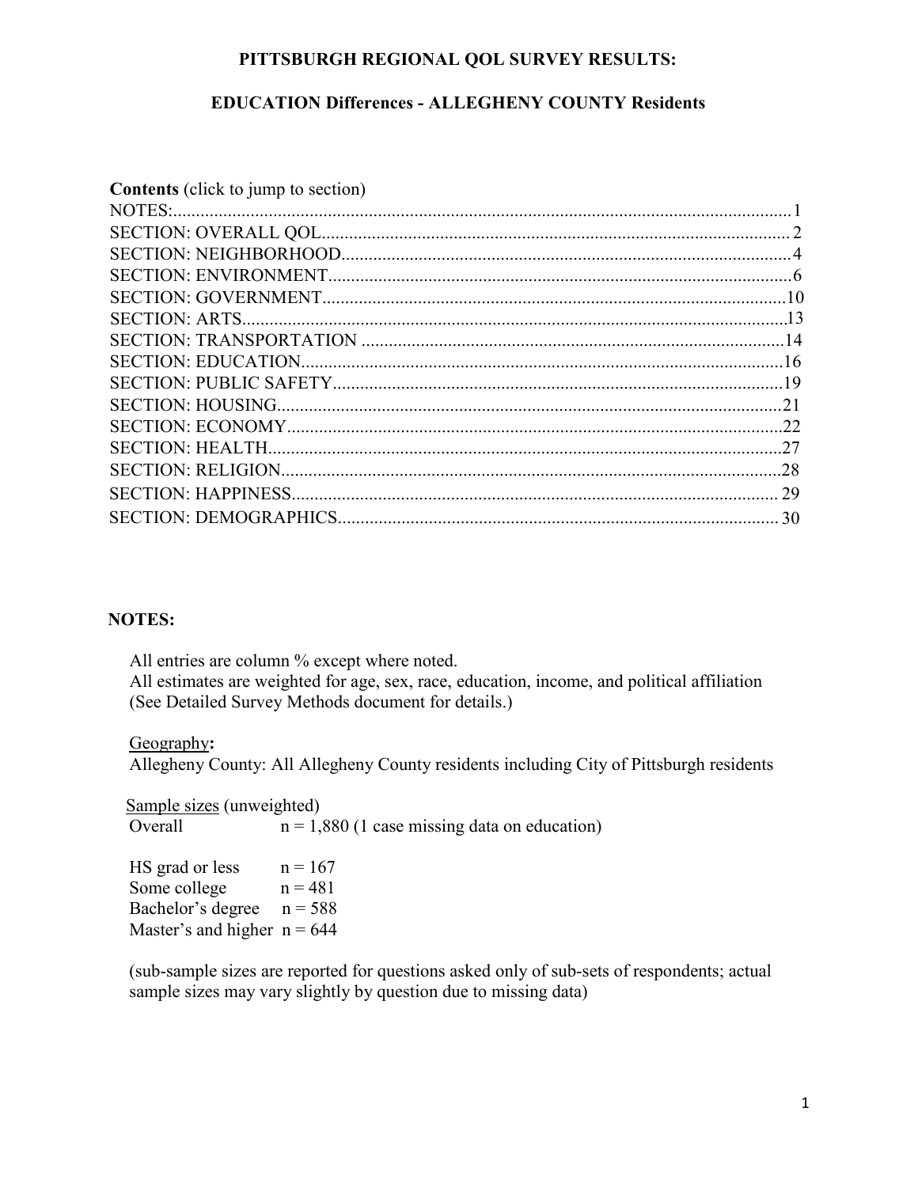# PITTSBURGH REGIONAL QOL SURVEY RESULTS:

## EDUCATION Differences - ALLEGHENY COUNTY Residents

**Contents** (click to jump to section)

NOTES:......1
SECTION: OVERALL QOL......2
SECTION: NEIGHBORHOOD......4
SECTION: ENVIRONMENT......6
SECTION: GOVERNMENT......10
SECTION: ARTS......13
SECTION: TRANSPORTATION......14
SECTION: EDUCATION......16
SECTION: PUBLIC SAFETY......19
SECTION: HOUSING......21
SECTION: ECONOMY......22
SECTION: HEALTH......27
SECTION: RELIGION......28
SECTION: HAPPINESS......29
SECTION: DEMOGRAPHICS......30

## NOTES:

All entries are column % except where noted.
All estimates are weighted for age, sex, race, education, income, and political affiliation (See Detailed Survey Methods document for details.)

Geography**:**
Allegheny County: All Allegheny County residents including City of Pittsburgh residents

Sample sizes (unweighted)
Overall n = 1,880 (1 case missing data on education)

HS grad or less n = 167
Some college n = 481
Bachelor's degree n = 588
Master's and higher n = 644

(sub-sample sizes are reported for questions asked only of sub-sets of respondents; actual sample sizes may vary slightly by question due to missing data)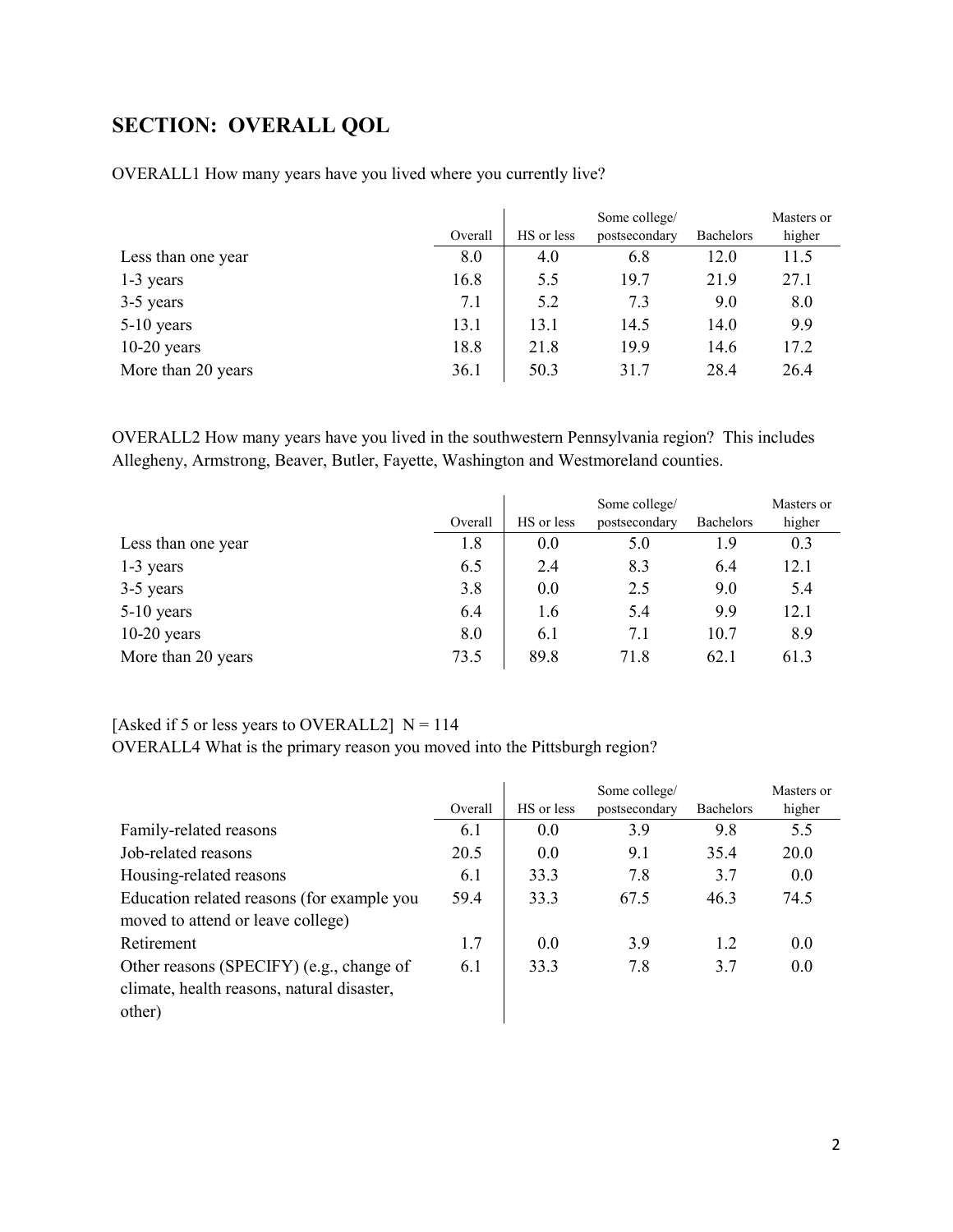## SECTION: OVERALL QOL

OVERALL1 How many years have you lived where you currently live?

| | Overall | HS or less | Some college/ postsecondary | Bachelors | Masters or higher |
|---|---|---|---|---|---|
| Less than one year | 8.0 | 4.0 | 6.8 | 12.0 | 11.5 |
| 1-3 years | 16.8 | 5.5 | 19.7 | 21.9 | 27.1 |
| 3-5 years | 7.1 | 5.2 | 7.3 | 9.0 | 8.0 |
| 5-10 years | 13.1 | 13.1 | 14.5 | 14.0 | 9.9 |
| 10-20 years | 18.8 | 21.8 | 19.9 | 14.6 | 17.2 |
| More than 20 years | 36.1 | 50.3 | 31.7 | 28.4 | 26.4 |

OVERALL2 How many years have you lived in the southwestern Pennsylvania region? This includes Allegheny, Armstrong, Beaver, Butler, Fayette, Washington and Westmoreland counties.

| | Overall | HS or less | Some college/ postsecondary | Bachelors | Masters or higher |
|---|---|---|---|---|---|
| Less than one year | 1.8 | 0.0 | 5.0 | 1.9 | 0.3 |
| 1-3 years | 6.5 | 2.4 | 8.3 | 6.4 | 12.1 |
| 3-5 years | 3.8 | 0.0 | 2.5 | 9.0 | 5.4 |
| 5-10 years | 6.4 | 1.6 | 5.4 | 9.9 | 12.1 |
| 10-20 years | 8.0 | 6.1 | 7.1 | 10.7 | 8.9 |
| More than 20 years | 73.5 | 89.8 | 71.8 | 62.1 | 61.3 |

[Asked if 5 or less years to OVERALL2] N = 114
OVERALL4 What is the primary reason you moved into the Pittsburgh region?

| | Overall | HS or less | Some college/ postsecondary | Bachelors | Masters or higher |
|---|---|---|---|---|---|
| Family-related reasons | 6.1 | 0.0 | 3.9 | 9.8 | 5.5 |
| Job-related reasons | 20.5 | 0.0 | 9.1 | 35.4 | 20.0 |
| Housing-related reasons | 6.1 | 33.3 | 7.8 | 3.7 | 0.0 |
| Education related reasons (for example you moved to attend or leave college) | 59.4 | 33.3 | 67.5 | 46.3 | 74.5 |
| Retirement | 1.7 | 0.0 | 3.9 | 1.2 | 0.0 |
| Other reasons (SPECIFY) (e.g., change of climate, health reasons, natural disaster, other) | 6.1 | 33.3 | 7.8 | 3.7 | 0.0 |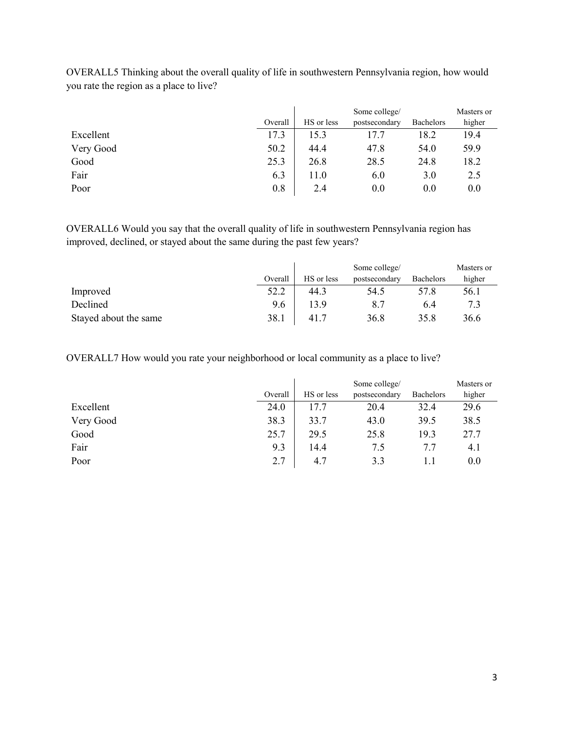OVERALL5 Thinking about the overall quality of life in southwestern Pennsylvania region, how would you rate the region as a place to live?

| | Overall | HS or less | Some college/ postsecondary | Bachelors | Masters or higher |
|---|---|---|---|---|---|
| Excellent | 17.3 | 15.3 | 17.7 | 18.2 | 19.4 |
| Very Good | 50.2 | 44.4 | 47.8 | 54.0 | 59.9 |
| Good | 25.3 | 26.8 | 28.5 | 24.8 | 18.2 |
| Fair | 6.3 | 11.0 | 6.0 | 3.0 | 2.5 |
| Poor | 0.8 | 2.4 | 0.0 | 0.0 | 0.0 |

OVERALL6 Would you say that the overall quality of life in southwestern Pennsylvania region has improved, declined, or stayed about the same during the past few years?

| | Overall | HS or less | Some college/ postsecondary | Bachelors | Masters or higher |
|---|---|---|---|---|---|
| Improved | 52.2 | 44.3 | 54.5 | 57.8 | 56.1 |
| Declined | 9.6 | 13.9 | 8.7 | 6.4 | 7.3 |
| Stayed about the same | 38.1 | 41.7 | 36.8 | 35.8 | 36.6 |

OVERALL7 How would you rate your neighborhood or local community as a place to live?

| | Overall | HS or less | Some college/ postsecondary | Bachelors | Masters or higher |
|---|---|---|---|---|---|
| Excellent | 24.0 | 17.7 | 20.4 | 32.4 | 29.6 |
| Very Good | 38.3 | 33.7 | 43.0 | 39.5 | 38.5 |
| Good | 25.7 | 29.5 | 25.8 | 19.3 | 27.7 |
| Fair | 9.3 | 14.4 | 7.5 | 7.7 | 4.1 |
| Poor | 2.7 | 4.7 | 3.3 | 1.1 | 0.0 |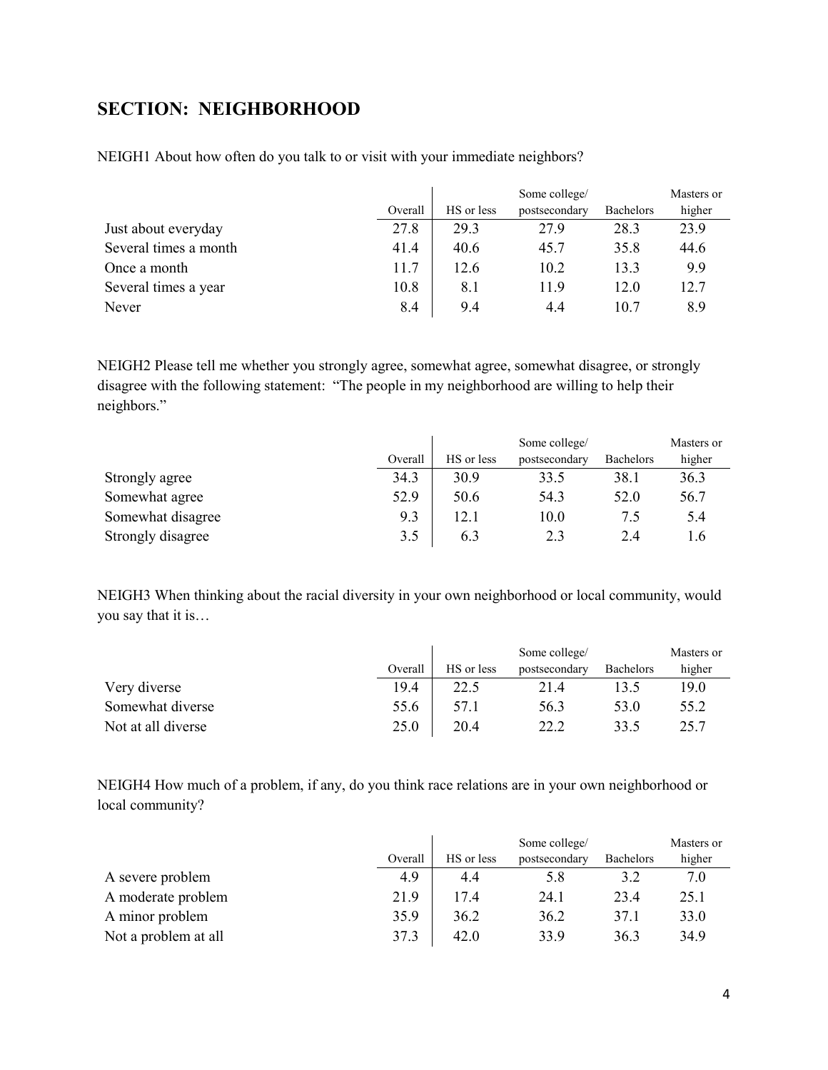## SECTION: NEIGHBORHOOD

NEIGH1 About how often do you talk to or visit with your immediate neighbors?

| | Overall | HS or less | Some college/ postsecondary | Bachelors | Masters or higher |
|---|---|---|---|---|---|
| Just about everyday | 27.8 | 29.3 | 27.9 | 28.3 | 23.9 |
| Several times a month | 41.4 | 40.6 | 45.7 | 35.8 | 44.6 |
| Once a month | 11.7 | 12.6 | 10.2 | 13.3 | 9.9 |
| Several times a year | 10.8 | 8.1 | 11.9 | 12.0 | 12.7 |
| Never | 8.4 | 9.4 | 4.4 | 10.7 | 8.9 |

NEIGH2 Please tell me whether you strongly agree, somewhat agree, somewhat disagree, or strongly disagree with the following statement: "The people in my neighborhood are willing to help their neighbors."

| | Overall | HS or less | Some college/ postsecondary | Bachelors | Masters or higher |
|---|---|---|---|---|---|
| Strongly agree | 34.3 | 30.9 | 33.5 | 38.1 | 36.3 |
| Somewhat agree | 52.9 | 50.6 | 54.3 | 52.0 | 56.7 |
| Somewhat disagree | 9.3 | 12.1 | 10.0 | 7.5 | 5.4 |
| Strongly disagree | 3.5 | 6.3 | 2.3 | 2.4 | 1.6 |

NEIGH3 When thinking about the racial diversity in your own neighborhood or local community, would you say that it is…

| | Overall | HS or less | Some college/ postsecondary | Bachelors | Masters or higher |
|---|---|---|---|---|---|
| Very diverse | 19.4 | 22.5 | 21.4 | 13.5 | 19.0 |
| Somewhat diverse | 55.6 | 57.1 | 56.3 | 53.0 | 55.2 |
| Not at all diverse | 25.0 | 20.4 | 22.2 | 33.5 | 25.7 |

NEIGH4 How much of a problem, if any, do you think race relations are in your own neighborhood or local community?

| | Overall | HS or less | Some college/ postsecondary | Bachelors | Masters or higher |
|---|---|---|---|---|---|
| A severe problem | 4.9 | 4.4 | 5.8 | 3.2 | 7.0 |
| A moderate problem | 21.9 | 17.4 | 24.1 | 23.4 | 25.1 |
| A minor problem | 35.9 | 36.2 | 36.2 | 37.1 | 33.0 |
| Not a problem at all | 37.3 | 42.0 | 33.9 | 36.3 | 34.9 |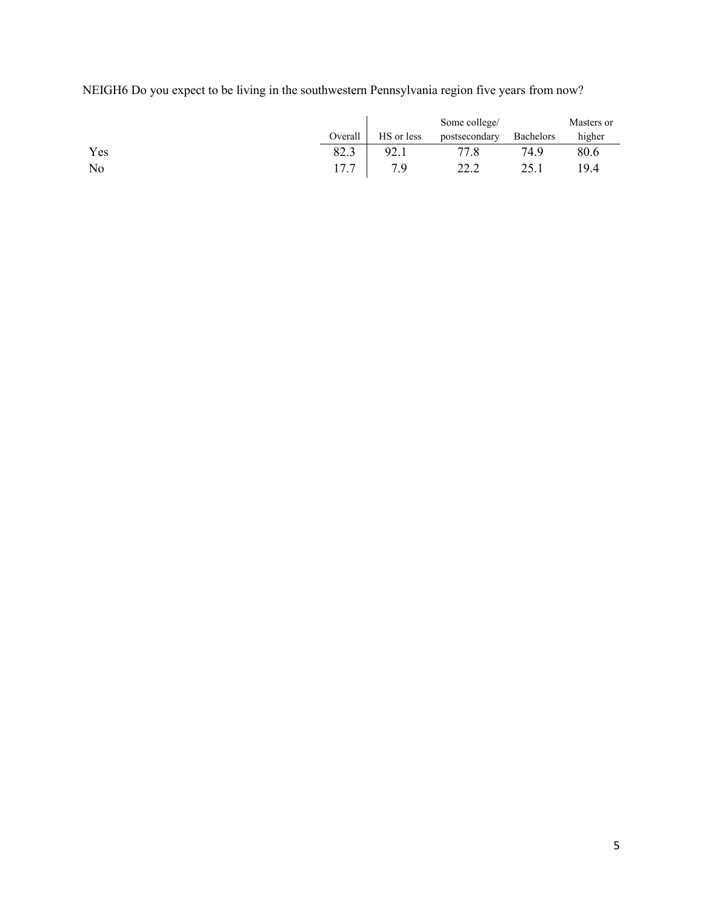NEIGH6 Do you expect to be living in the southwestern Pennsylvania region five years from now?

| | Overall | HS or less | Some college/ postsecondary | Bachelors | Masters or higher |
|---|---|---|---|---|---|
| Yes | 82.3 | 92.1 | 77.8 | 74.9 | 80.6 |
| No | 17.7 | 7.9 | 22.2 | 25.1 | 19.4 |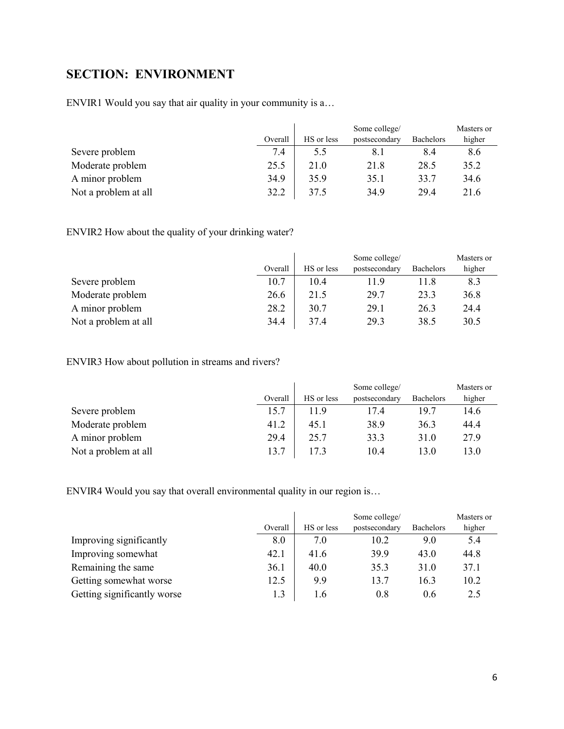## SECTION: ENVIRONMENT

ENVIR1 Would you say that air quality in your community is a…

| | Overall | HS or less | Some college/ postsecondary | Bachelors | Masters or higher |
|---|---|---|---|---|---|
| Severe problem | 7.4 | 5.5 | 8.1 | 8.4 | 8.6 |
| Moderate problem | 25.5 | 21.0 | 21.8 | 28.5 | 35.2 |
| A minor problem | 34.9 | 35.9 | 35.1 | 33.7 | 34.6 |
| Not a problem at all | 32.2 | 37.5 | 34.9 | 29.4 | 21.6 |

ENVIR2 How about the quality of your drinking water?

| | Overall | HS or less | Some college/ postsecondary | Bachelors | Masters or higher |
|---|---|---|---|---|---|
| Severe problem | 10.7 | 10.4 | 11.9 | 11.8 | 8.3 |
| Moderate problem | 26.6 | 21.5 | 29.7 | 23.3 | 36.8 |
| A minor problem | 28.2 | 30.7 | 29.1 | 26.3 | 24.4 |
| Not a problem at all | 34.4 | 37.4 | 29.3 | 38.5 | 30.5 |

ENVIR3 How about pollution in streams and rivers?

| | Overall | HS or less | Some college/ postsecondary | Bachelors | Masters or higher |
|---|---|---|---|---|---|
| Severe problem | 15.7 | 11.9 | 17.4 | 19.7 | 14.6 |
| Moderate problem | 41.2 | 45.1 | 38.9 | 36.3 | 44.4 |
| A minor problem | 29.4 | 25.7 | 33.3 | 31.0 | 27.9 |
| Not a problem at all | 13.7 | 17.3 | 10.4 | 13.0 | 13.0 |

ENVIR4 Would you say that overall environmental quality in our region is…

| | Overall | HS or less | Some college/ postsecondary | Bachelors | Masters or higher |
|---|---|---|---|---|---|
| Improving significantly | 8.0 | 7.0 | 10.2 | 9.0 | 5.4 |
| Improving somewhat | 42.1 | 41.6 | 39.9 | 43.0 | 44.8 |
| Remaining the same | 36.1 | 40.0 | 35.3 | 31.0 | 37.1 |
| Getting somewhat worse | 12.5 | 9.9 | 13.7 | 16.3 | 10.2 |
| Getting significantly worse | 1.3 | 1.6 | 0.8 | 0.6 | 2.5 |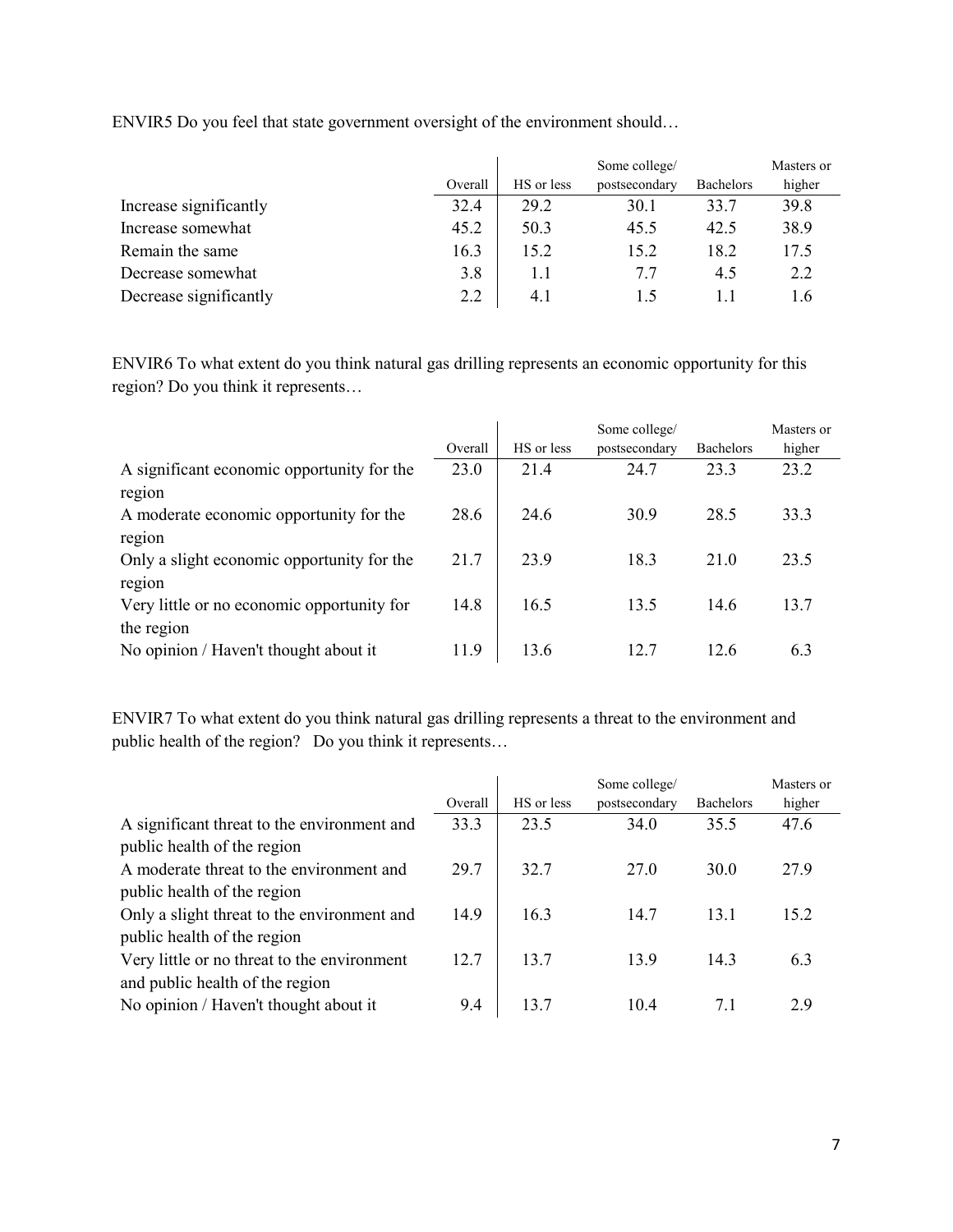ENVIR5 Do you feel that state government oversight of the environment should…

| | Overall | HS or less | Some college/ postsecondary | Bachelors | Masters or higher |
|---|---|---|---|---|---|
| Increase significantly | 32.4 | 29.2 | 30.1 | 33.7 | 39.8 |
| Increase somewhat | 45.2 | 50.3 | 45.5 | 42.5 | 38.9 |
| Remain the same | 16.3 | 15.2 | 15.2 | 18.2 | 17.5 |
| Decrease somewhat | 3.8 | 1.1 | 7.7 | 4.5 | 2.2 |
| Decrease significantly | 2.2 | 4.1 | 1.5 | 1.1 | 1.6 |

ENVIR6 To what extent do you think natural gas drilling represents an economic opportunity for this region? Do you think it represents…

| | Overall | HS or less | Some college/ postsecondary | Bachelors | Masters or higher |
|---|---|---|---|---|---|
| A significant economic opportunity for the region | 23.0 | 21.4 | 24.7 | 23.3 | 23.2 |
| A moderate economic opportunity for the region | 28.6 | 24.6 | 30.9 | 28.5 | 33.3 |
| Only a slight economic opportunity for the region | 21.7 | 23.9 | 18.3 | 21.0 | 23.5 |
| Very little or no economic opportunity for the region | 14.8 | 16.5 | 13.5 | 14.6 | 13.7 |
| No opinion / Haven't thought about it | 11.9 | 13.6 | 12.7 | 12.6 | 6.3 |

ENVIR7 To what extent do you think natural gas drilling represents a threat to the environment and public health of the region? Do you think it represents…

| | Overall | HS or less | Some college/ postsecondary | Bachelors | Masters or higher |
|---|---|---|---|---|---|
| A significant threat to the environment and public health of the region | 33.3 | 23.5 | 34.0 | 35.5 | 47.6 |
| A moderate threat to the environment and public health of the region | 29.7 | 32.7 | 27.0 | 30.0 | 27.9 |
| Only a slight threat to the environment and public health of the region | 14.9 | 16.3 | 14.7 | 13.1 | 15.2 |
| Very little or no threat to the environment and public health of the region | 12.7 | 13.7 | 13.9 | 14.3 | 6.3 |
| No opinion / Haven't thought about it | 9.4 | 13.7 | 10.4 | 7.1 | 2.9 |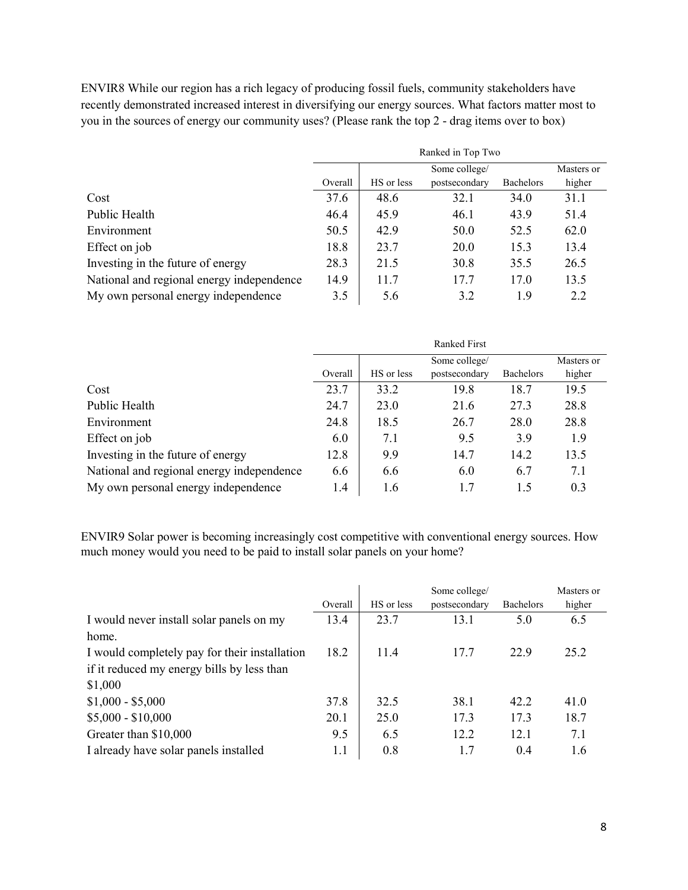ENVIR8 While our region has a rich legacy of producing fossil fuels, community stakeholders have recently demonstrated increased interest in diversifying our energy sources. What factors matter most to you in the sources of energy our community uses? (Please rank the top 2 - drag items over to box)

| | Ranked in Top Two | | | | |
|---|---|---|---|---|---|
| | Overall | HS or less | Some college/ postsecondary | Bachelors | Masters or higher |
| Cost | 37.6 | 48.6 | 32.1 | 34.0 | 31.1 |
| Public Health | 46.4 | 45.9 | 46.1 | 43.9 | 51.4 |
| Environment | 50.5 | 42.9 | 50.0 | 52.5 | 62.0 |
| Effect on job | 18.8 | 23.7 | 20.0 | 15.3 | 13.4 |
| Investing in the future of energy | 28.3 | 21.5 | 30.8 | 35.5 | 26.5 |
| National and regional energy independence | 14.9 | 11.7 | 17.7 | 17.0 | 13.5 |
| My own personal energy independence | 3.5 | 5.6 | 3.2 | 1.9 | 2.2 |

| | Ranked First | | | | |
|---|---|---|---|---|---|
| | Overall | HS or less | Some college/ postsecondary | Bachelors | Masters or higher |
| Cost | 23.7 | 33.2 | 19.8 | 18.7 | 19.5 |
| Public Health | 24.7 | 23.0 | 21.6 | 27.3 | 28.8 |
| Environment | 24.8 | 18.5 | 26.7 | 28.0 | 28.8 |
| Effect on job | 6.0 | 7.1 | 9.5 | 3.9 | 1.9 |
| Investing in the future of energy | 12.8 | 9.9 | 14.7 | 14.2 | 13.5 |
| National and regional energy independence | 6.6 | 6.6 | 6.0 | 6.7 | 7.1 |
| My own personal energy independence | 1.4 | 1.6 | 1.7 | 1.5 | 0.3 |

ENVIR9 Solar power is becoming increasingly cost competitive with conventional energy sources. How much money would you need to be paid to install solar panels on your home?

| | Overall | HS or less | Some college/ postsecondary | Bachelors | Masters or higher |
|---|---|---|---|---|---|
| I would never install solar panels on my home. | 13.4 | 23.7 | 13.1 | 5.0 | 6.5 |
| I would completely pay for their installation if it reduced my energy bills by less than $1,000 | 18.2 | 11.4 | 17.7 | 22.9 | 25.2 |
| $1,000 - $5,000 | 37.8 | 32.5 | 38.1 | 42.2 | 41.0 |
| $5,000 - $10,000 | 20.1 | 25.0 | 17.3 | 17.3 | 18.7 |
| Greater than $10,000 | 9.5 | 6.5 | 12.2 | 12.1 | 7.1 |
| I already have solar panels installed | 1.1 | 0.8 | 1.7 | 0.4 | 1.6 |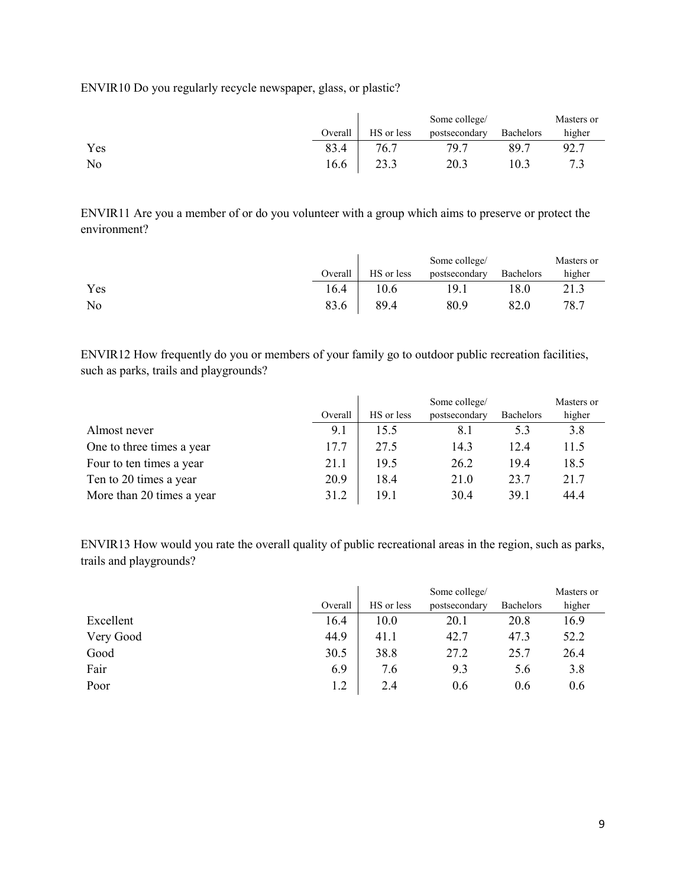ENVIR10 Do you regularly recycle newspaper, glass, or plastic?

| | Overall | HS or less | Some college/ postsecondary | Bachelors | Masters or higher |
|---|---|---|---|---|---|
| Yes | 83.4 | 76.7 | 79.7 | 89.7 | 92.7 |
| No | 16.6 | 23.3 | 20.3 | 10.3 | 7.3 |

ENVIR11 Are you a member of or do you volunteer with a group which aims to preserve or protect the environment?

| | Overall | HS or less | Some college/ postsecondary | Bachelors | Masters or higher |
|---|---|---|---|---|---|
| Yes | 16.4 | 10.6 | 19.1 | 18.0 | 21.3 |
| No | 83.6 | 89.4 | 80.9 | 82.0 | 78.7 |

ENVIR12 How frequently do you or members of your family go to outdoor public recreation facilities, such as parks, trails and playgrounds?

| | Overall | HS or less | Some college/ postsecondary | Bachelors | Masters or higher |
|---|---|---|---|---|---|
| Almost never | 9.1 | 15.5 | 8.1 | 5.3 | 3.8 |
| One to three times a year | 17.7 | 27.5 | 14.3 | 12.4 | 11.5 |
| Four to ten times a year | 21.1 | 19.5 | 26.2 | 19.4 | 18.5 |
| Ten to 20 times a year | 20.9 | 18.4 | 21.0 | 23.7 | 21.7 |
| More than 20 times a year | 31.2 | 19.1 | 30.4 | 39.1 | 44.4 |

ENVIR13 How would you rate the overall quality of public recreational areas in the region, such as parks, trails and playgrounds?

| | Overall | HS or less | Some college/ postsecondary | Bachelors | Masters or higher |
|---|---|---|---|---|---|
| Excellent | 16.4 | 10.0 | 20.1 | 20.8 | 16.9 |
| Very Good | 44.9 | 41.1 | 42.7 | 47.3 | 52.2 |
| Good | 30.5 | 38.8 | 27.2 | 25.7 | 26.4 |
| Fair | 6.9 | 7.6 | 9.3 | 5.6 | 3.8 |
| Poor | 1.2 | 2.4 | 0.6 | 0.6 | 0.6 |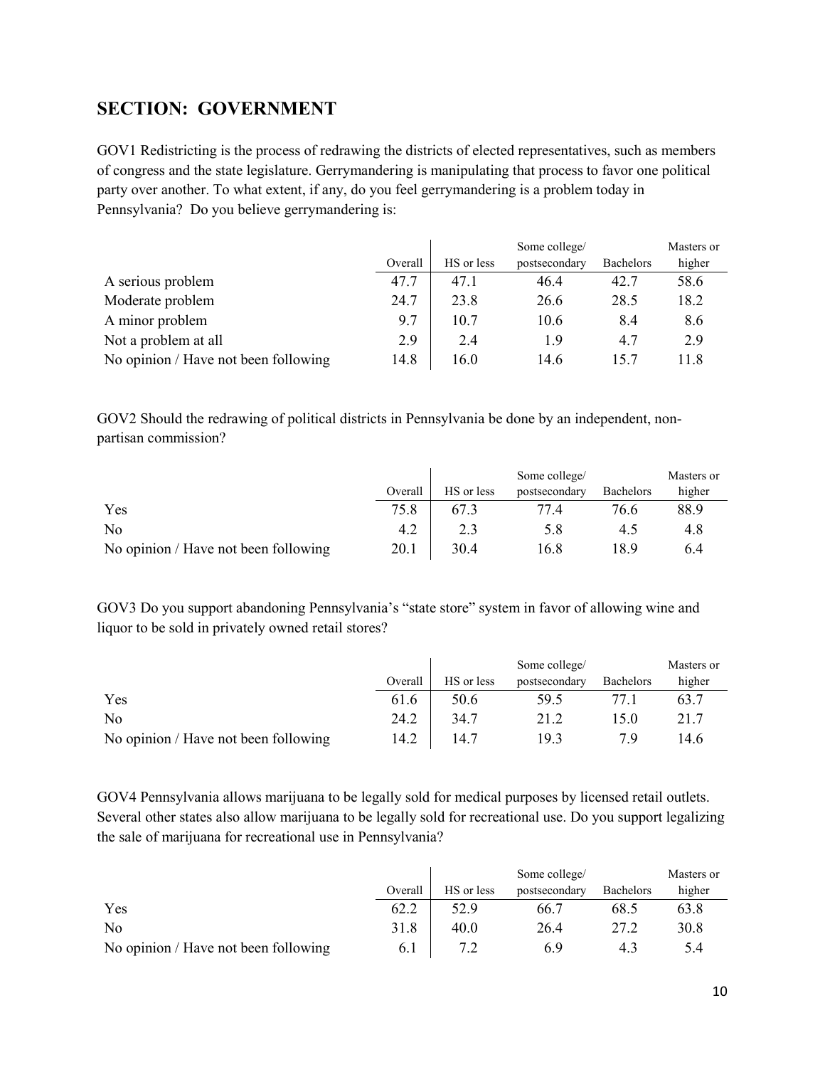## SECTION: GOVERNMENT

GOV1 Redistricting is the process of redrawing the districts of elected representatives, such as members of congress and the state legislature. Gerrymandering is manipulating that process to favor one political party over another. To what extent, if any, do you feel gerrymandering is a problem today in Pennsylvania? Do you believe gerrymandering is:

| | Overall | HS or less | Some college/ postsecondary | Bachelors | Masters or higher |
|---|---|---|---|---|---|
| A serious problem | 47.7 | 47.1 | 46.4 | 42.7 | 58.6 |
| Moderate problem | 24.7 | 23.8 | 26.6 | 28.5 | 18.2 |
| A minor problem | 9.7 | 10.7 | 10.6 | 8.4 | 8.6 |
| Not a problem at all | 2.9 | 2.4 | 1.9 | 4.7 | 2.9 |
| No opinion / Have not been following | 14.8 | 16.0 | 14.6 | 15.7 | 11.8 |

GOV2 Should the redrawing of political districts in Pennsylvania be done by an independent, non-partisan commission?

| | Overall | HS or less | Some college/ postsecondary | Bachelors | Masters or higher |
|---|---|---|---|---|---|
| Yes | 75.8 | 67.3 | 77.4 | 76.6 | 88.9 |
| No | 4.2 | 2.3 | 5.8 | 4.5 | 4.8 |
| No opinion / Have not been following | 20.1 | 30.4 | 16.8 | 18.9 | 6.4 |

GOV3 Do you support abandoning Pennsylvania's "state store" system in favor of allowing wine and liquor to be sold in privately owned retail stores?

| | Overall | HS or less | Some college/ postsecondary | Bachelors | Masters or higher |
|---|---|---|---|---|---|
| Yes | 61.6 | 50.6 | 59.5 | 77.1 | 63.7 |
| No | 24.2 | 34.7 | 21.2 | 15.0 | 21.7 |
| No opinion / Have not been following | 14.2 | 14.7 | 19.3 | 7.9 | 14.6 |

GOV4 Pennsylvania allows marijuana to be legally sold for medical purposes by licensed retail outlets. Several other states also allow marijuana to be legally sold for recreational use. Do you support legalizing the sale of marijuana for recreational use in Pennsylvania?

| | Overall | HS or less | Some college/ postsecondary | Bachelors | Masters or higher |
|---|---|---|---|---|---|
| Yes | 62.2 | 52.9 | 66.7 | 68.5 | 63.8 |
| No | 31.8 | 40.0 | 26.4 | 27.2 | 30.8 |
| No opinion / Have not been following | 6.1 | 7.2 | 6.9 | 4.3 | 5.4 |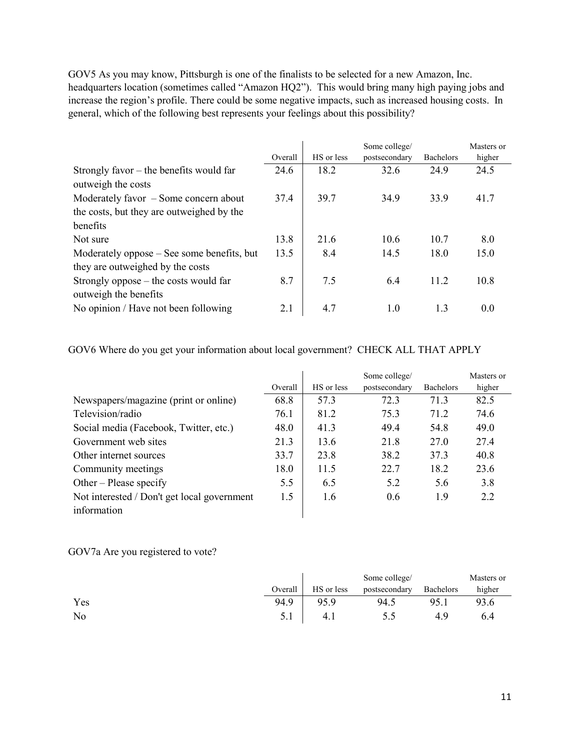GOV5 As you may know, Pittsburgh is one of the finalists to be selected for a new Amazon, Inc. headquarters location (sometimes called "Amazon HQ2"). This would bring many high paying jobs and increase the region's profile. There could be some negative impacts, such as increased housing costs. In general, which of the following best represents your feelings about this possibility?

| | Overall | HS or less | Some college/ postsecondary | Bachelors | Masters or higher |
|---|---|---|---|---|---|
| Strongly favor – the benefits would far outweigh the costs | 24.6 | 18.2 | 32.6 | 24.9 | 24.5 |
| Moderately favor – Some concern about the costs, but they are outweighed by the benefits | 37.4 | 39.7 | 34.9 | 33.9 | 41.7 |
| Not sure | 13.8 | 21.6 | 10.6 | 10.7 | 8.0 |
| Moderately oppose – See some benefits, but they are outweighed by the costs | 13.5 | 8.4 | 14.5 | 18.0 | 15.0 |
| Strongly oppose – the costs would far outweigh the benefits | 8.7 | 7.5 | 6.4 | 11.2 | 10.8 |
| No opinion / Have not been following | 2.1 | 4.7 | 1.0 | 1.3 | 0.0 |

GOV6 Where do you get your information about local government? CHECK ALL THAT APPLY

| | Overall | HS or less | Some college/ postsecondary | Bachelors | Masters or higher |
|---|---|---|---|---|---|
| Newspapers/magazine (print or online) | 68.8 | 57.3 | 72.3 | 71.3 | 82.5 |
| Television/radio | 76.1 | 81.2 | 75.3 | 71.2 | 74.6 |
| Social media (Facebook, Twitter, etc.) | 48.0 | 41.3 | 49.4 | 54.8 | 49.0 |
| Government web sites | 21.3 | 13.6 | 21.8 | 27.0 | 27.4 |
| Other internet sources | 33.7 | 23.8 | 38.2 | 37.3 | 40.8 |
| Community meetings | 18.0 | 11.5 | 22.7 | 18.2 | 23.6 |
| Other – Please specify | 5.5 | 6.5 | 5.2 | 5.6 | 3.8 |
| Not interested / Don't get local government information | 1.5 | 1.6 | 0.6 | 1.9 | 2.2 |

GOV7a Are you registered to vote?

| | Overall | HS or less | Some college/ postsecondary | Bachelors | Masters or higher |
|---|---|---|---|---|---|
| Yes | 94.9 | 95.9 | 94.5 | 95.1 | 93.6 |
| No | 5.1 | 4.1 | 5.5 | 4.9 | 6.4 |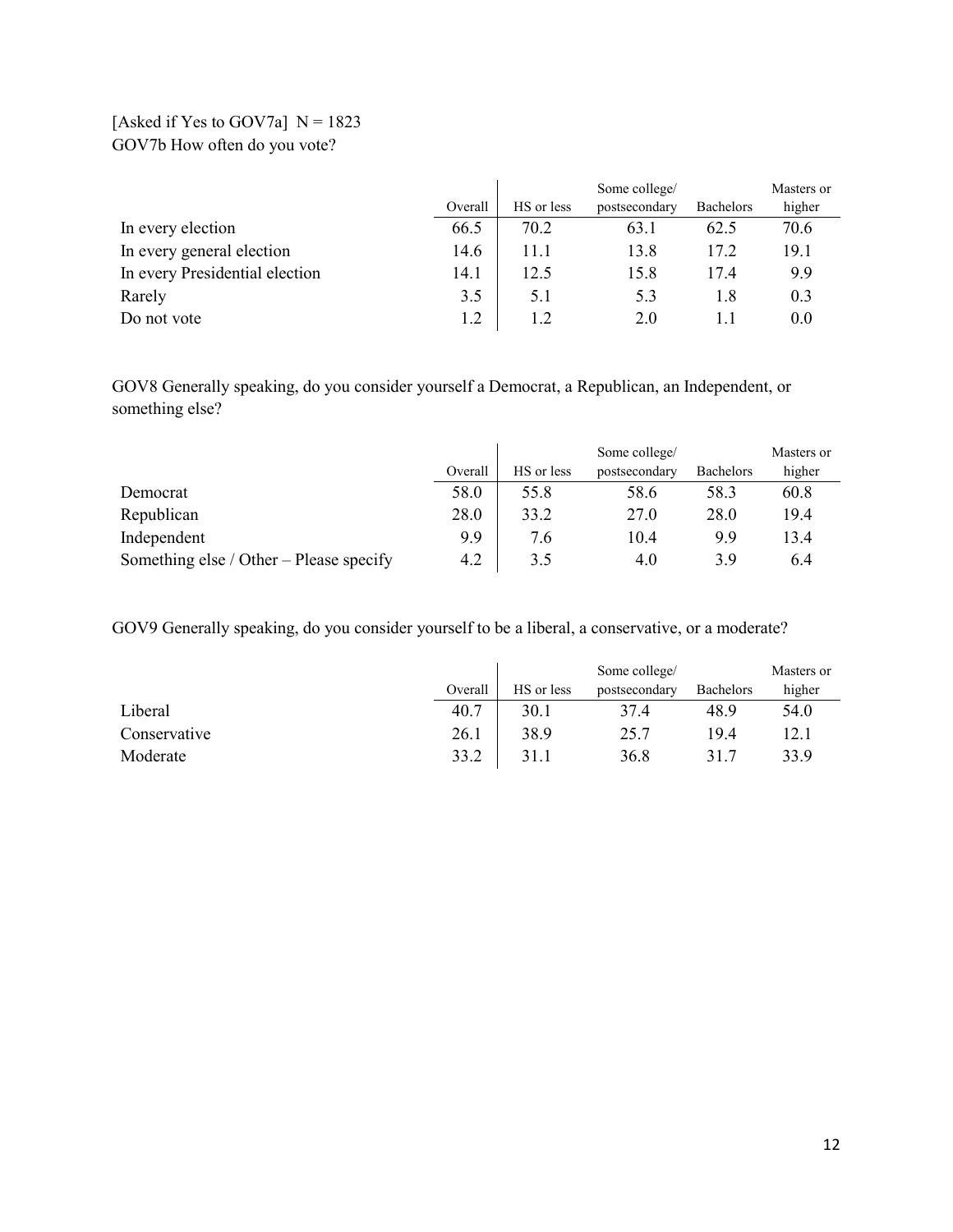[Asked if Yes to GOV7a] N = 1823

GOV7b How often do you vote?

| | Overall | HS or less | Some college/ postsecondary | Bachelors | Masters or higher |
|---|---|---|---|---|---|
| In every election | 66.5 | 70.2 | 63.1 | 62.5 | 70.6 |
| In every general election | 14.6 | 11.1 | 13.8 | 17.2 | 19.1 |
| In every Presidential election | 14.1 | 12.5 | 15.8 | 17.4 | 9.9 |
| Rarely | 3.5 | 5.1 | 5.3 | 1.8 | 0.3 |
| Do not vote | 1.2 | 1.2 | 2.0 | 1.1 | 0.0 |

GOV8 Generally speaking, do you consider yourself a Democrat, a Republican, an Independent, or something else?

| | Overall | HS or less | Some college/ postsecondary | Bachelors | Masters or higher |
|---|---|---|---|---|---|
| Democrat | 58.0 | 55.8 | 58.6 | 58.3 | 60.8 |
| Republican | 28.0 | 33.2 | 27.0 | 28.0 | 19.4 |
| Independent | 9.9 | 7.6 | 10.4 | 9.9 | 13.4 |
| Something else / Other – Please specify | 4.2 | 3.5 | 4.0 | 3.9 | 6.4 |

GOV9 Generally speaking, do you consider yourself to be a liberal, a conservative, or a moderate?

| | Overall | HS or less | Some college/ postsecondary | Bachelors | Masters or higher |
|---|---|---|---|---|---|
| Liberal | 40.7 | 30.1 | 37.4 | 48.9 | 54.0 |
| Conservative | 26.1 | 38.9 | 25.7 | 19.4 | 12.1 |
| Moderate | 33.2 | 31.1 | 36.8 | 31.7 | 33.9 |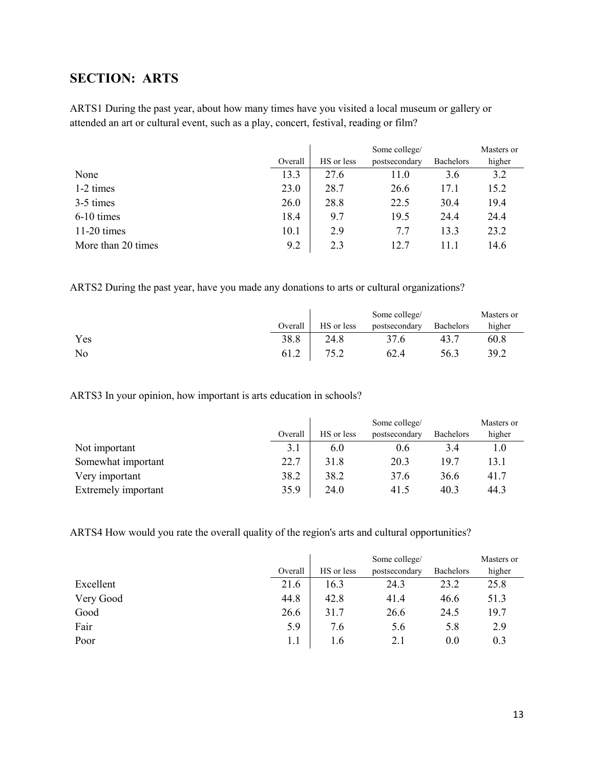## SECTION: ARTS

ARTS1 During the past year, about how many times have you visited a local museum or gallery or attended an art or cultural event, such as a play, concert, festival, reading or film?

| | Overall | HS or less | Some college/ postsecondary | Bachelors | Masters or higher |
|---|---|---|---|---|---|
| None | 13.3 | 27.6 | 11.0 | 3.6 | 3.2 |
| 1-2 times | 23.0 | 28.7 | 26.6 | 17.1 | 15.2 |
| 3-5 times | 26.0 | 28.8 | 22.5 | 30.4 | 19.4 |
| 6-10 times | 18.4 | 9.7 | 19.5 | 24.4 | 24.4 |
| 11-20 times | 10.1 | 2.9 | 7.7 | 13.3 | 23.2 |
| More than 20 times | 9.2 | 2.3 | 12.7 | 11.1 | 14.6 |

ARTS2 During the past year, have you made any donations to arts or cultural organizations?

| | Overall | HS or less | Some college/ postsecondary | Bachelors | Masters or higher |
|---|---|---|---|---|---|
| Yes | 38.8 | 24.8 | 37.6 | 43.7 | 60.8 |
| No | 61.2 | 75.2 | 62.4 | 56.3 | 39.2 |

ARTS3 In your opinion, how important is arts education in schools?

| | Overall | HS or less | Some college/ postsecondary | Bachelors | Masters or higher |
|---|---|---|---|---|---|
| Not important | 3.1 | 6.0 | 0.6 | 3.4 | 1.0 |
| Somewhat important | 22.7 | 31.8 | 20.3 | 19.7 | 13.1 |
| Very important | 38.2 | 38.2 | 37.6 | 36.6 | 41.7 |
| Extremely important | 35.9 | 24.0 | 41.5 | 40.3 | 44.3 |

ARTS4 How would you rate the overall quality of the region's arts and cultural opportunities?

| | Overall | HS or less | Some college/ postsecondary | Bachelors | Masters or higher |
|---|---|---|---|---|---|
| Excellent | 21.6 | 16.3 | 24.3 | 23.2 | 25.8 |
| Very Good | 44.8 | 42.8 | 41.4 | 46.6 | 51.3 |
| Good | 26.6 | 31.7 | 26.6 | 24.5 | 19.7 |
| Fair | 5.9 | 7.6 | 5.6 | 5.8 | 2.9 |
| Poor | 1.1 | 1.6 | 2.1 | 0.0 | 0.3 |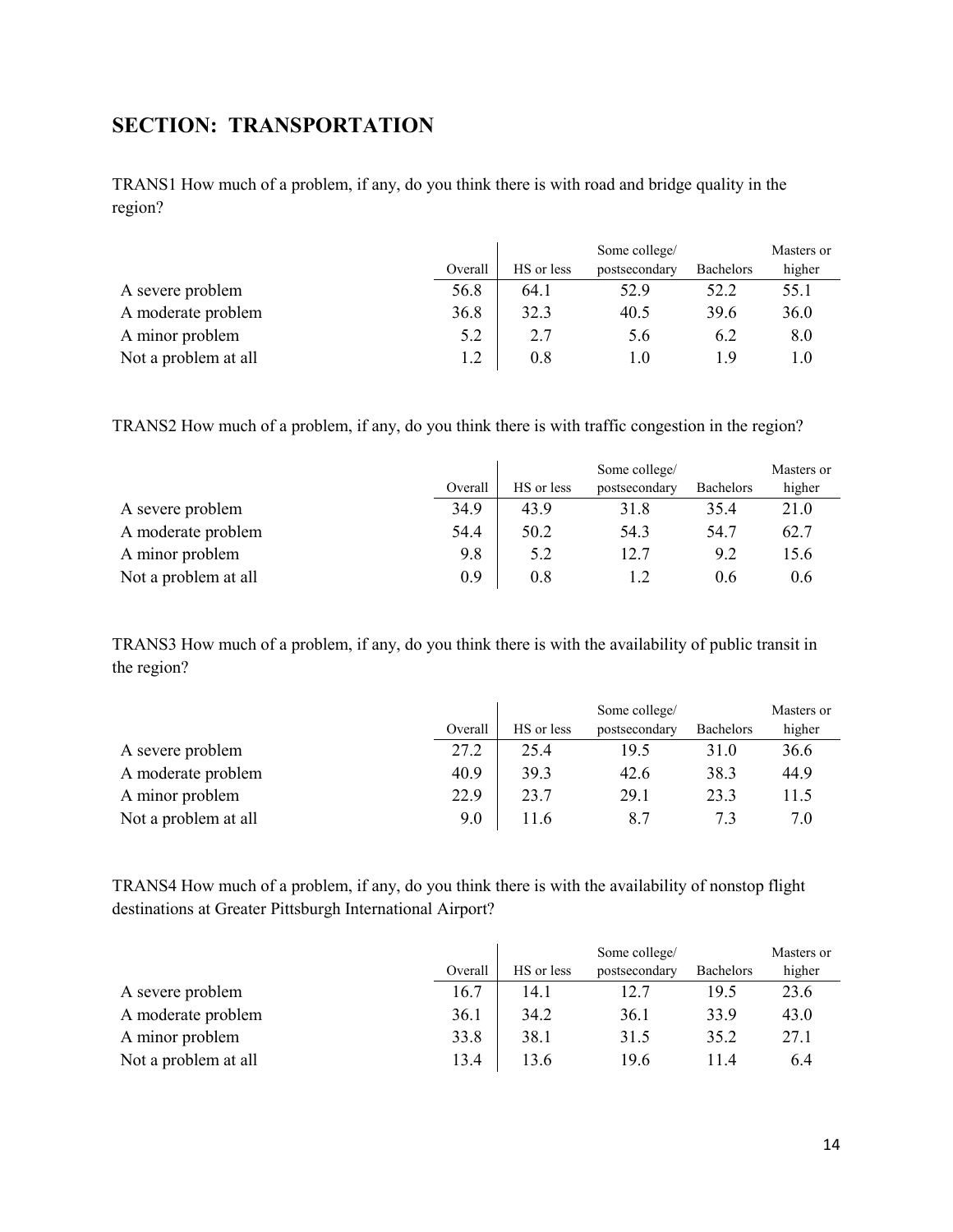## SECTION: TRANSPORTATION

TRANS1 How much of a problem, if any, do you think there is with road and bridge quality in the region?

| | Overall | HS or less | Some college/ postsecondary | Bachelors | Masters or higher |
|---|---|---|---|---|---|
| A severe problem | 56.8 | 64.1 | 52.9 | 52.2 | 55.1 |
| A moderate problem | 36.8 | 32.3 | 40.5 | 39.6 | 36.0 |
| A minor problem | 5.2 | 2.7 | 5.6 | 6.2 | 8.0 |
| Not a problem at all | 1.2 | 0.8 | 1.0 | 1.9 | 1.0 |

TRANS2 How much of a problem, if any, do you think there is with traffic congestion in the region?

| | Overall | HS or less | Some college/ postsecondary | Bachelors | Masters or higher |
|---|---|---|---|---|---|
| A severe problem | 34.9 | 43.9 | 31.8 | 35.4 | 21.0 |
| A moderate problem | 54.4 | 50.2 | 54.3 | 54.7 | 62.7 |
| A minor problem | 9.8 | 5.2 | 12.7 | 9.2 | 15.6 |
| Not a problem at all | 0.9 | 0.8 | 1.2 | 0.6 | 0.6 |

TRANS3 How much of a problem, if any, do you think there is with the availability of public transit in the region?

| | Overall | HS or less | Some college/ postsecondary | Bachelors | Masters or higher |
|---|---|---|---|---|---|
| A severe problem | 27.2 | 25.4 | 19.5 | 31.0 | 36.6 |
| A moderate problem | 40.9 | 39.3 | 42.6 | 38.3 | 44.9 |
| A minor problem | 22.9 | 23.7 | 29.1 | 23.3 | 11.5 |
| Not a problem at all | 9.0 | 11.6 | 8.7 | 7.3 | 7.0 |

TRANS4 How much of a problem, if any, do you think there is with the availability of nonstop flight destinations at Greater Pittsburgh International Airport?

| | Overall | HS or less | Some college/ postsecondary | Bachelors | Masters or higher |
|---|---|---|---|---|---|
| A severe problem | 16.7 | 14.1 | 12.7 | 19.5 | 23.6 |
| A moderate problem | 36.1 | 34.2 | 36.1 | 33.9 | 43.0 |
| A minor problem | 33.8 | 38.1 | 31.5 | 35.2 | 27.1 |
| Not a problem at all | 13.4 | 13.6 | 19.6 | 11.4 | 6.4 |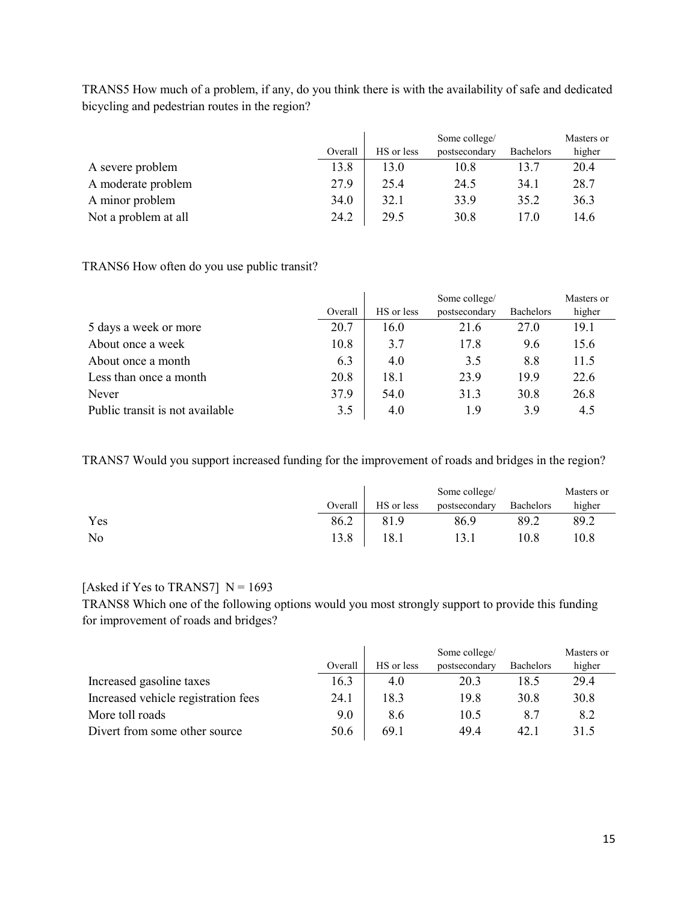TRANS5 How much of a problem, if any, do you think there is with the availability of safe and dedicated bicycling and pedestrian routes in the region?

| | Overall | HS or less | Some college/ postsecondary | Bachelors | Masters or higher |
|---|---|---|---|---|---|
| A severe problem | 13.8 | 13.0 | 10.8 | 13.7 | 20.4 |
| A moderate problem | 27.9 | 25.4 | 24.5 | 34.1 | 28.7 |
| A minor problem | 34.0 | 32.1 | 33.9 | 35.2 | 36.3 |
| Not a problem at all | 24.2 | 29.5 | 30.8 | 17.0 | 14.6 |

TRANS6 How often do you use public transit?

| | Overall | HS or less | Some college/ postsecondary | Bachelors | Masters or higher |
|---|---|---|---|---|---|
| 5 days a week or more | 20.7 | 16.0 | 21.6 | 27.0 | 19.1 |
| About once a week | 10.8 | 3.7 | 17.8 | 9.6 | 15.6 |
| About once a month | 6.3 | 4.0 | 3.5 | 8.8 | 11.5 |
| Less than once a month | 20.8 | 18.1 | 23.9 | 19.9 | 22.6 |
| Never | 37.9 | 54.0 | 31.3 | 30.8 | 26.8 |
| Public transit is not available | 3.5 | 4.0 | 1.9 | 3.9 | 4.5 |

TRANS7 Would you support increased funding for the improvement of roads and bridges in the region?

| | Overall | HS or less | Some college/ postsecondary | Bachelors | Masters or higher |
|---|---|---|---|---|---|
| Yes | 86.2 | 81.9 | 86.9 | 89.2 | 89.2 |
| No | 13.8 | 18.1 | 13.1 | 10.8 | 10.8 |

[Asked if Yes to TRANS7] N = 1693

TRANS8 Which one of the following options would you most strongly support to provide this funding for improvement of roads and bridges?

| | Overall | HS or less | Some college/ postsecondary | Bachelors | Masters or higher |
|---|---|---|---|---|---|
| Increased gasoline taxes | 16.3 | 4.0 | 20.3 | 18.5 | 29.4 |
| Increased vehicle registration fees | 24.1 | 18.3 | 19.8 | 30.8 | 30.8 |
| More toll roads | 9.0 | 8.6 | 10.5 | 8.7 | 8.2 |
| Divert from some other source | 50.6 | 69.1 | 49.4 | 42.1 | 31.5 |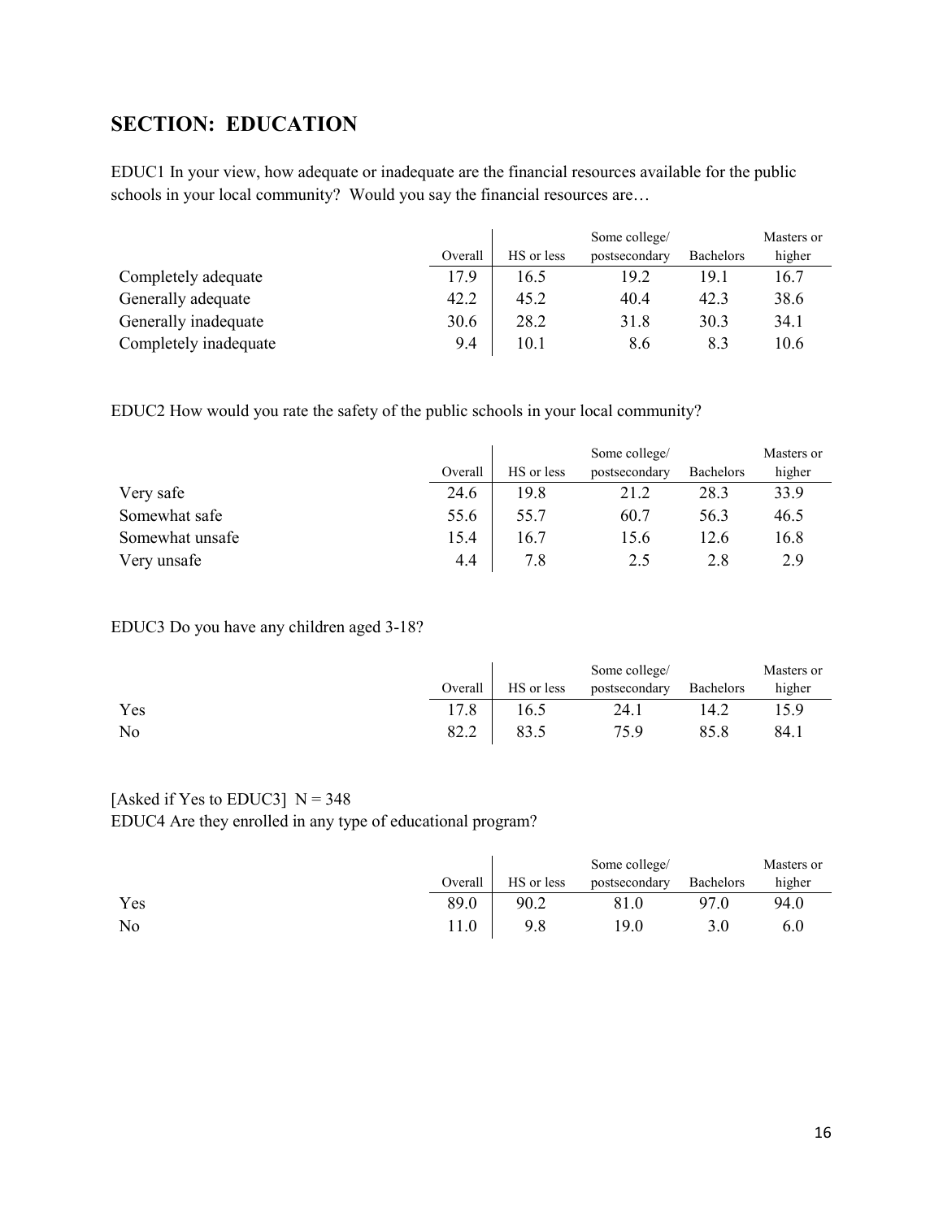## SECTION: EDUCATION

EDUC1 In your view, how adequate or inadequate are the financial resources available for the public schools in your local community? Would you say the financial resources are…

| | Overall | HS or less | Some college/ postsecondary | Bachelors | Masters or higher |
|---|---|---|---|---|---|
| Completely adequate | 17.9 | 16.5 | 19.2 | 19.1 | 16.7 |
| Generally adequate | 42.2 | 45.2 | 40.4 | 42.3 | 38.6 |
| Generally inadequate | 30.6 | 28.2 | 31.8 | 30.3 | 34.1 |
| Completely inadequate | 9.4 | 10.1 | 8.6 | 8.3 | 10.6 |

EDUC2 How would you rate the safety of the public schools in your local community?

| | Overall | HS or less | Some college/ postsecondary | Bachelors | Masters or higher |
|---|---|---|---|---|---|
| Very safe | 24.6 | 19.8 | 21.2 | 28.3 | 33.9 |
| Somewhat safe | 55.6 | 55.7 | 60.7 | 56.3 | 46.5 |
| Somewhat unsafe | 15.4 | 16.7 | 15.6 | 12.6 | 16.8 |
| Very unsafe | 4.4 | 7.8 | 2.5 | 2.8 | 2.9 |

EDUC3 Do you have any children aged 3-18?

| | Overall | HS or less | Some college/ postsecondary | Bachelors | Masters or higher |
|---|---|---|---|---|---|
| Yes | 17.8 | 16.5 | 24.1 | 14.2 | 15.9 |
| No | 82.2 | 83.5 | 75.9 | 85.8 | 84.1 |

[Asked if Yes to EDUC3] N = 348
EDUC4 Are they enrolled in any type of educational program?

| | Overall | HS or less | Some college/ postsecondary | Bachelors | Masters or higher |
|---|---|---|---|---|---|
| Yes | 89.0 | 90.2 | 81.0 | 97.0 | 94.0 |
| No | 11.0 | 9.8 | 19.0 | 3.0 | 6.0 |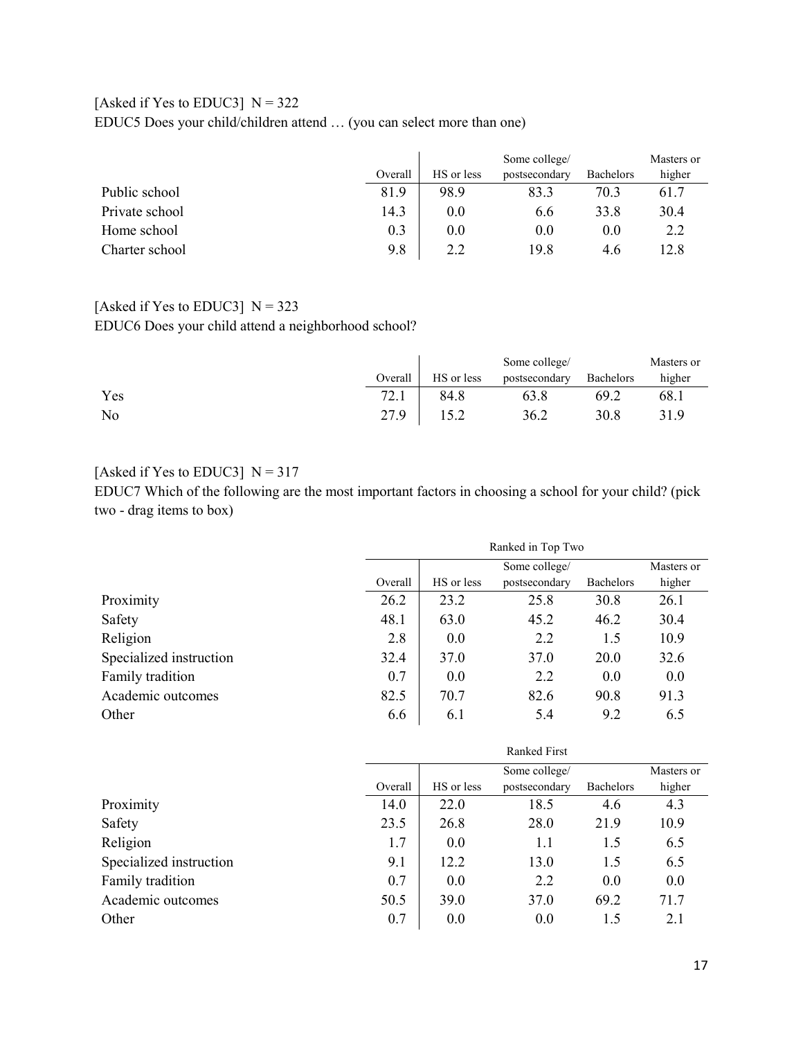[Asked if Yes to EDUC3] N = 322

EDUC5 Does your child/children attend … (you can select more than one)

| | Overall | HS or less | Some college/ postsecondary | Bachelors | Masters or higher |
|---|---|---|---|---|---|
| Public school | 81.9 | 98.9 | 83.3 | 70.3 | 61.7 |
| Private school | 14.3 | 0.0 | 6.6 | 33.8 | 30.4 |
| Home school | 0.3 | 0.0 | 0.0 | 0.0 | 2.2 |
| Charter school | 9.8 | 2.2 | 19.8 | 4.6 | 12.8 |

[Asked if Yes to EDUC3] N = 323

EDUC6 Does your child attend a neighborhood school?

| | Overall | HS or less | Some college/ postsecondary | Bachelors | Masters or higher |
|---|---|---|---|---|---|
| Yes | 72.1 | 84.8 | 63.8 | 69.2 | 68.1 |
| No | 27.9 | 15.2 | 36.2 | 30.8 | 31.9 |

[Asked if Yes to EDUC3] N = 317

EDUC7 Which of the following are the most important factors in choosing a school for your child? (pick two - drag items to box)

| | Ranked in Top Two | | | | |
|---|---|---|---|---|---|
| | Overall | HS or less | Some college/ postsecondary | Bachelors | Masters or higher |
| Proximity | 26.2 | 23.2 | 25.8 | 30.8 | 26.1 |
| Safety | 48.1 | 63.0 | 45.2 | 46.2 | 30.4 |
| Religion | 2.8 | 0.0 | 2.2 | 1.5 | 10.9 |
| Specialized instruction | 32.4 | 37.0 | 37.0 | 20.0 | 32.6 |
| Family tradition | 0.7 | 0.0 | 2.2 | 0.0 | 0.0 |
| Academic outcomes | 82.5 | 70.7 | 82.6 | 90.8 | 91.3 |
| Other | 6.6 | 6.1 | 5.4 | 9.2 | 6.5 |

| | Ranked First | | | | |
|---|---|---|---|---|---|
| | Overall | HS or less | Some college/ postsecondary | Bachelors | Masters or higher |
| Proximity | 14.0 | 22.0 | 18.5 | 4.6 | 4.3 |
| Safety | 23.5 | 26.8 | 28.0 | 21.9 | 10.9 |
| Religion | 1.7 | 0.0 | 1.1 | 1.5 | 6.5 |
| Specialized instruction | 9.1 | 12.2 | 13.0 | 1.5 | 6.5 |
| Family tradition | 0.7 | 0.0 | 2.2 | 0.0 | 0.0 |
| Academic outcomes | 50.5 | 39.0 | 37.0 | 69.2 | 71.7 |
| Other | 0.7 | 0.0 | 0.0 | 1.5 | 2.1 |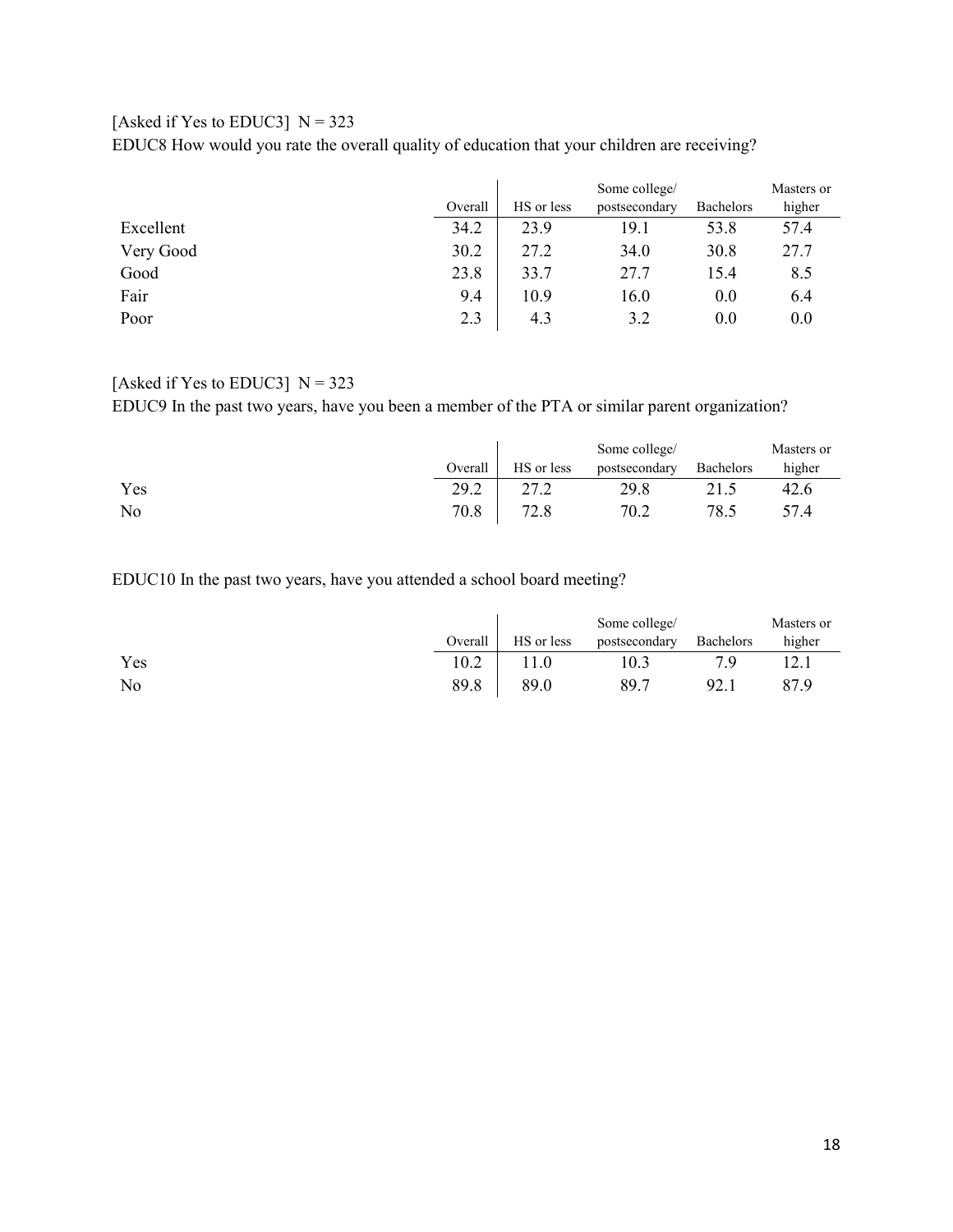[Asked if Yes to EDUC3]  N = 323

EDUC8 How would you rate the overall quality of education that your children are receiving?

| | Overall | HS or less | Some college/ postsecondary | Bachelors | Masters or higher |
|---|---|---|---|---|---|
| Excellent | 34.2 | 23.9 | 19.1 | 53.8 | 57.4 |
| Very Good | 30.2 | 27.2 | 34.0 | 30.8 | 27.7 |
| Good | 23.8 | 33.7 | 27.7 | 15.4 | 8.5 |
| Fair | 9.4 | 10.9 | 16.0 | 0.0 | 6.4 |
| Poor | 2.3 | 4.3 | 3.2 | 0.0 | 0.0 |

[Asked if Yes to EDUC3]  N = 323

EDUC9 In the past two years, have you been a member of the PTA or similar parent organization?

| | Overall | HS or less | Some college/ postsecondary | Bachelors | Masters or higher |
|---|---|---|---|---|---|
| Yes | 29.2 | 27.2 | 29.8 | 21.5 | 42.6 |
| No | 70.8 | 72.8 | 70.2 | 78.5 | 57.4 |

EDUC10 In the past two years, have you attended a school board meeting?

| | Overall | HS or less | Some college/ postsecondary | Bachelors | Masters or higher |
|---|---|---|---|---|---|
| Yes | 10.2 | 11.0 | 10.3 | 7.9 | 12.1 |
| No | 89.8 | 89.0 | 89.7 | 92.1 | 87.9 |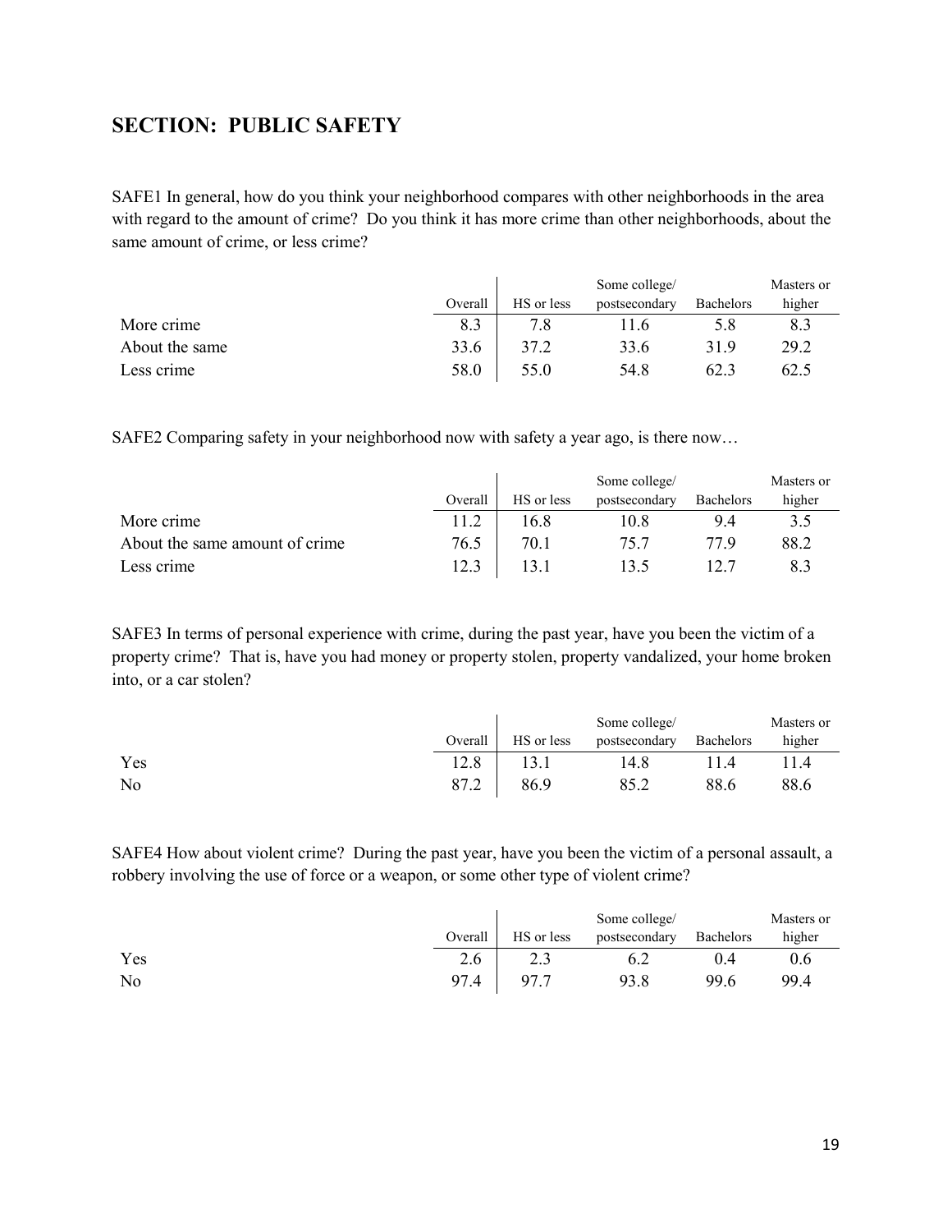## SECTION: PUBLIC SAFETY

SAFE1 In general, how do you think your neighborhood compares with other neighborhoods in the area with regard to the amount of crime? Do you think it has more crime than other neighborhoods, about the same amount of crime, or less crime?

| | Overall | HS or less | Some college/ postsecondary | Bachelors | Masters or higher |
|---|---|---|---|---|---|
| More crime | 8.3 | 7.8 | 11.6 | 5.8 | 8.3 |
| About the same | 33.6 | 37.2 | 33.6 | 31.9 | 29.2 |
| Less crime | 58.0 | 55.0 | 54.8 | 62.3 | 62.5 |

SAFE2 Comparing safety in your neighborhood now with safety a year ago, is there now…

| | Overall | HS or less | Some college/ postsecondary | Bachelors | Masters or higher |
|---|---|---|---|---|---|
| More crime | 11.2 | 16.8 | 10.8 | 9.4 | 3.5 |
| About the same amount of crime | 76.5 | 70.1 | 75.7 | 77.9 | 88.2 |
| Less crime | 12.3 | 13.1 | 13.5 | 12.7 | 8.3 |

SAFE3 In terms of personal experience with crime, during the past year, have you been the victim of a property crime? That is, have you had money or property stolen, property vandalized, your home broken into, or a car stolen?

| | Overall | HS or less | Some college/ postsecondary | Bachelors | Masters or higher |
|---|---|---|---|---|---|
| Yes | 12.8 | 13.1 | 14.8 | 11.4 | 11.4 |
| No | 87.2 | 86.9 | 85.2 | 88.6 | 88.6 |

SAFE4 How about violent crime? During the past year, have you been the victim of a personal assault, a robbery involving the use of force or a weapon, or some other type of violent crime?

| | Overall | HS or less | Some college/ postsecondary | Bachelors | Masters or higher |
|---|---|---|---|---|---|
| Yes | 2.6 | 2.3 | 6.2 | 0.4 | 0.6 |
| No | 97.4 | 97.7 | 93.8 | 99.6 | 99.4 |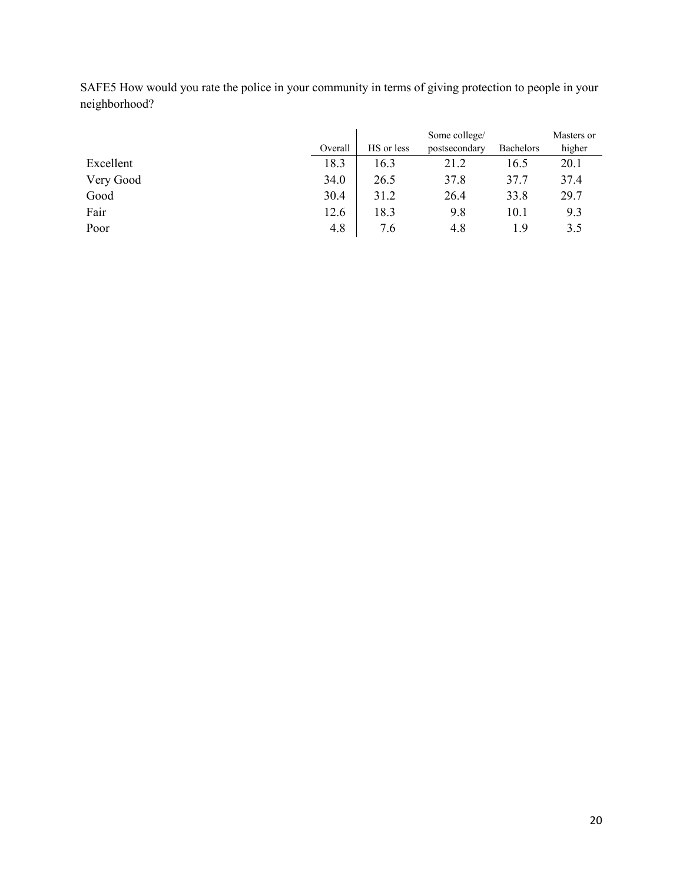SAFE5 How would you rate the police in your community in terms of giving protection to people in your neighborhood?

| | Overall | HS or less | Some college/ postsecondary | Bachelors | Masters or higher |
|---|---|---|---|---|---|
| Excellent | 18.3 | 16.3 | 21.2 | 16.5 | 20.1 |
| Very Good | 34.0 | 26.5 | 37.8 | 37.7 | 37.4 |
| Good | 30.4 | 31.2 | 26.4 | 33.8 | 29.7 |
| Fair | 12.6 | 18.3 | 9.8 | 10.1 | 9.3 |
| Poor | 4.8 | 7.6 | 4.8 | 1.9 | 3.5 |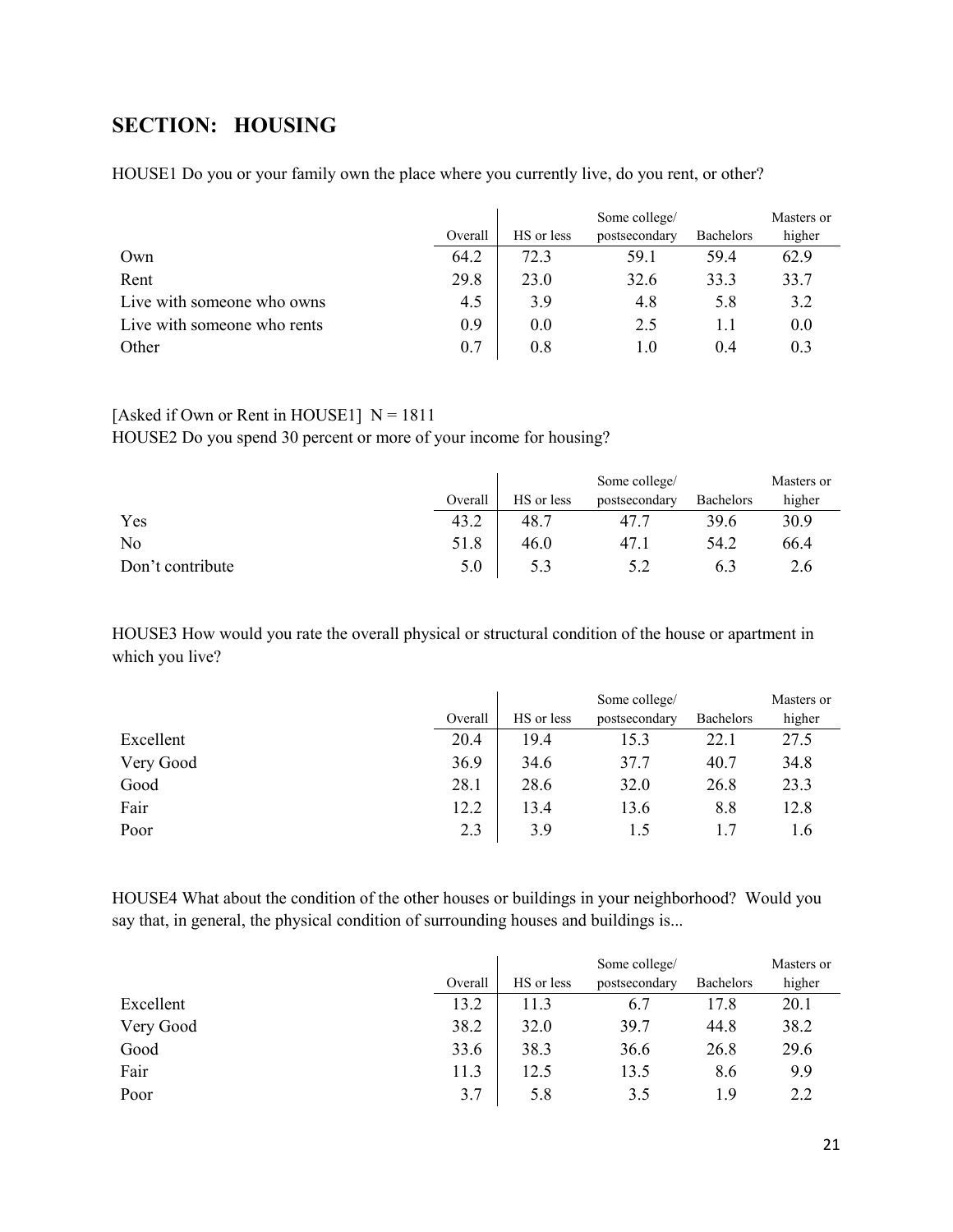## SECTION: HOUSING

HOUSE1 Do you or your family own the place where you currently live, do you rent, or other?

| | Overall | HS or less | Some college/ postsecondary | Bachelors | Masters or higher |
|---|---|---|---|---|---|
| Own | 64.2 | 72.3 | 59.1 | 59.4 | 62.9 |
| Rent | 29.8 | 23.0 | 32.6 | 33.3 | 33.7 |
| Live with someone who owns | 4.5 | 3.9 | 4.8 | 5.8 | 3.2 |
| Live with someone who rents | 0.9 | 0.0 | 2.5 | 1.1 | 0.0 |
| Other | 0.7 | 0.8 | 1.0 | 0.4 | 0.3 |

[Asked if Own or Rent in HOUSE1] N = 1811

HOUSE2 Do you spend 30 percent or more of your income for housing?

| | Overall | HS or less | Some college/ postsecondary | Bachelors | Masters or higher |
|---|---|---|---|---|---|
| Yes | 43.2 | 48.7 | 47.7 | 39.6 | 30.9 |
| No | 51.8 | 46.0 | 47.1 | 54.2 | 66.4 |
| Don't contribute | 5.0 | 5.3 | 5.2 | 6.3 | 2.6 |

HOUSE3 How would you rate the overall physical or structural condition of the house or apartment in which you live?

| | Overall | HS or less | Some college/ postsecondary | Bachelors | Masters or higher |
|---|---|---|---|---|---|
| Excellent | 20.4 | 19.4 | 15.3 | 22.1 | 27.5 |
| Very Good | 36.9 | 34.6 | 37.7 | 40.7 | 34.8 |
| Good | 28.1 | 28.6 | 32.0 | 26.8 | 23.3 |
| Fair | 12.2 | 13.4 | 13.6 | 8.8 | 12.8 |
| Poor | 2.3 | 3.9 | 1.5 | 1.7 | 1.6 |

HOUSE4 What about the condition of the other houses or buildings in your neighborhood? Would you say that, in general, the physical condition of surrounding houses and buildings is...

| | Overall | HS or less | Some college/ postsecondary | Bachelors | Masters or higher |
|---|---|---|---|---|---|
| Excellent | 13.2 | 11.3 | 6.7 | 17.8 | 20.1 |
| Very Good | 38.2 | 32.0 | 39.7 | 44.8 | 38.2 |
| Good | 33.6 | 38.3 | 36.6 | 26.8 | 29.6 |
| Fair | 11.3 | 12.5 | 13.5 | 8.6 | 9.9 |
| Poor | 3.7 | 5.8 | 3.5 | 1.9 | 2.2 |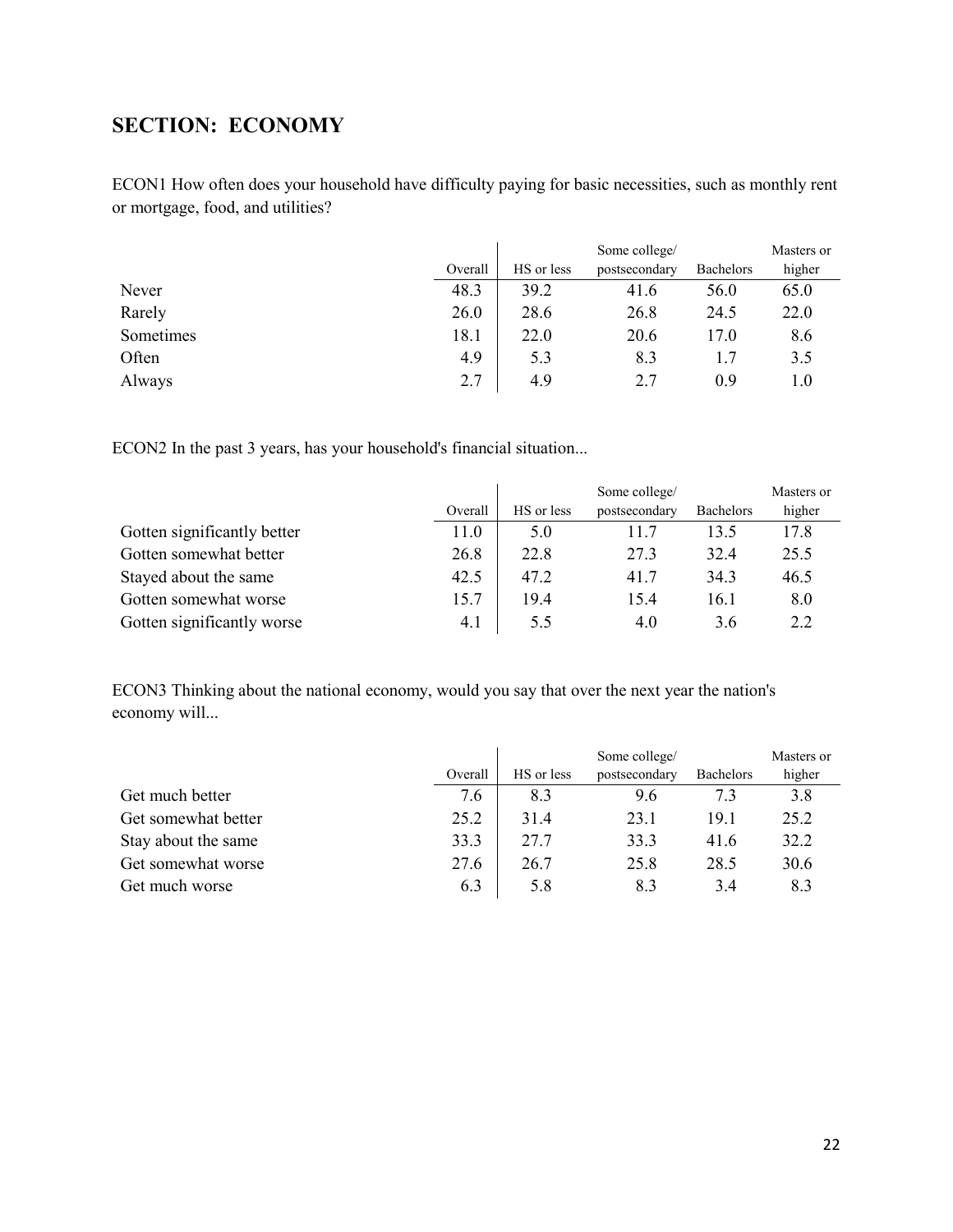## SECTION: ECONOMY

ECON1 How often does your household have difficulty paying for basic necessities, such as monthly rent or mortgage, food, and utilities?

| | Overall | HS or less | Some college/ postsecondary | Bachelors | Masters or higher |
|---|---|---|---|---|---|
| Never | 48.3 | 39.2 | 41.6 | 56.0 | 65.0 |
| Rarely | 26.0 | 28.6 | 26.8 | 24.5 | 22.0 |
| Sometimes | 18.1 | 22.0 | 20.6 | 17.0 | 8.6 |
| Often | 4.9 | 5.3 | 8.3 | 1.7 | 3.5 |
| Always | 2.7 | 4.9 | 2.7 | 0.9 | 1.0 |

ECON2 In the past 3 years, has your household's financial situation...

| | Overall | HS or less | Some college/ postsecondary | Bachelors | Masters or higher |
|---|---|---|---|---|---|
| Gotten significantly better | 11.0 | 5.0 | 11.7 | 13.5 | 17.8 |
| Gotten somewhat better | 26.8 | 22.8 | 27.3 | 32.4 | 25.5 |
| Stayed about the same | 42.5 | 47.2 | 41.7 | 34.3 | 46.5 |
| Gotten somewhat worse | 15.7 | 19.4 | 15.4 | 16.1 | 8.0 |
| Gotten significantly worse | 4.1 | 5.5 | 4.0 | 3.6 | 2.2 |

ECON3 Thinking about the national economy, would you say that over the next year the nation's economy will...

| | Overall | HS or less | Some college/ postsecondary | Bachelors | Masters or higher |
|---|---|---|---|---|---|
| Get much better | 7.6 | 8.3 | 9.6 | 7.3 | 3.8 |
| Get somewhat better | 25.2 | 31.4 | 23.1 | 19.1 | 25.2 |
| Stay about the same | 33.3 | 27.7 | 33.3 | 41.6 | 32.2 |
| Get somewhat worse | 27.6 | 26.7 | 25.8 | 28.5 | 30.6 |
| Get much worse | 6.3 | 5.8 | 8.3 | 3.4 | 8.3 |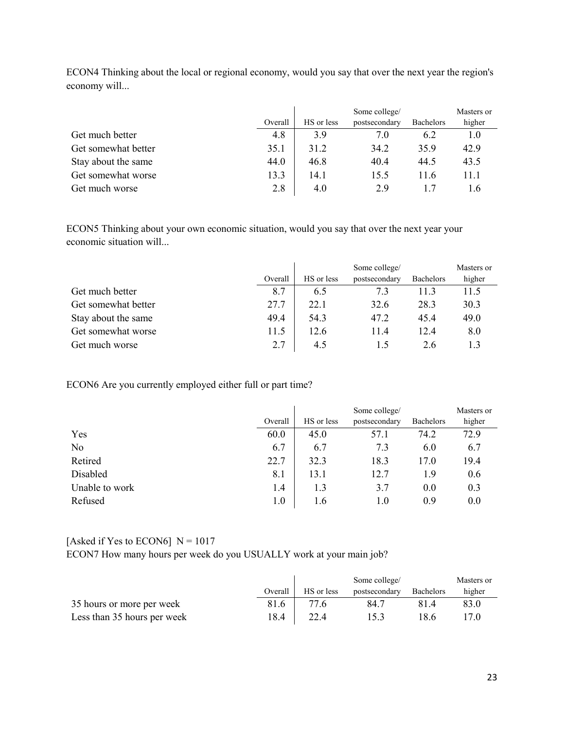ECON4 Thinking about the local or regional economy, would you say that over the next year the region's economy will...

| | Overall | HS or less | Some college/ postsecondary | Bachelors | Masters or higher |
|---|---|---|---|---|---|
| Get much better | 4.8 | 3.9 | 7.0 | 6.2 | 1.0 |
| Get somewhat better | 35.1 | 31.2 | 34.2 | 35.9 | 42.9 |
| Stay about the same | 44.0 | 46.8 | 40.4 | 44.5 | 43.5 |
| Get somewhat worse | 13.3 | 14.1 | 15.5 | 11.6 | 11.1 |
| Get much worse | 2.8 | 4.0 | 2.9 | 1.7 | 1.6 |

ECON5 Thinking about your own economic situation, would you say that over the next year your economic situation will...

| | Overall | HS or less | Some college/ postsecondary | Bachelors | Masters or higher |
|---|---|---|---|---|---|
| Get much better | 8.7 | 6.5 | 7.3 | 11.3 | 11.5 |
| Get somewhat better | 27.7 | 22.1 | 32.6 | 28.3 | 30.3 |
| Stay about the same | 49.4 | 54.3 | 47.2 | 45.4 | 49.0 |
| Get somewhat worse | 11.5 | 12.6 | 11.4 | 12.4 | 8.0 |
| Get much worse | 2.7 | 4.5 | 1.5 | 2.6 | 1.3 |

ECON6 Are you currently employed either full or part time?

| | Overall | HS or less | Some college/ postsecondary | Bachelors | Masters or higher |
|---|---|---|---|---|---|
| Yes | 60.0 | 45.0 | 57.1 | 74.2 | 72.9 |
| No | 6.7 | 6.7 | 7.3 | 6.0 | 6.7 |
| Retired | 22.7 | 32.3 | 18.3 | 17.0 | 19.4 |
| Disabled | 8.1 | 13.1 | 12.7 | 1.9 | 0.6 |
| Unable to work | 1.4 | 1.3 | 3.7 | 0.0 | 0.3 |
| Refused | 1.0 | 1.6 | 1.0 | 0.9 | 0.0 |

[Asked if Yes to ECON6] N = 1017
ECON7 How many hours per week do you USUALLY work at your main job?

| | Overall | HS or less | Some college/ postsecondary | Bachelors | Masters or higher |
|---|---|---|---|---|---|
| 35 hours or more per week | 81.6 | 77.6 | 84.7 | 81.4 | 83.0 |
| Less than 35 hours per week | 18.4 | 22.4 | 15.3 | 18.6 | 17.0 |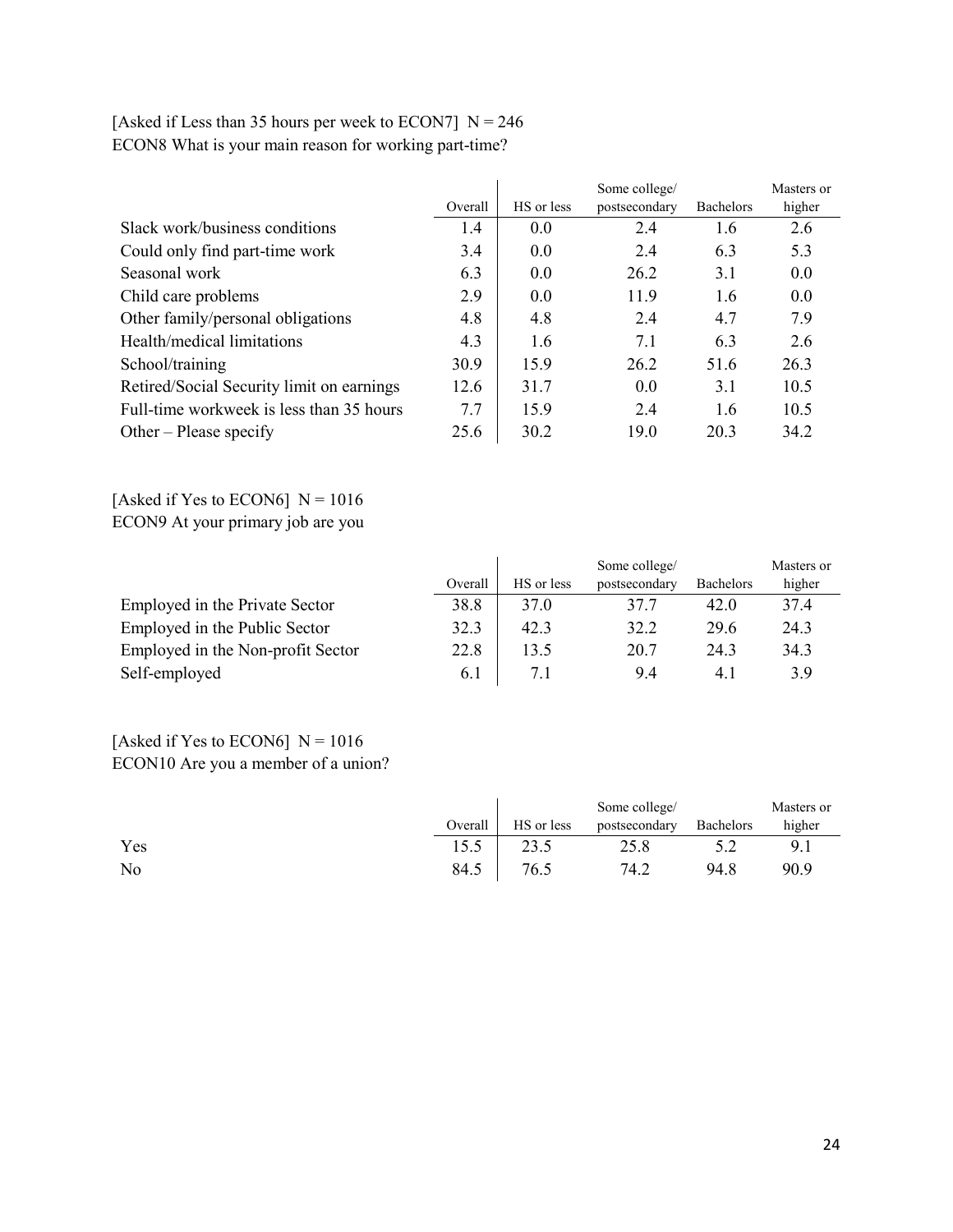[Asked if Less than 35 hours per week to ECON7]  N = 246
ECON8 What is your main reason for working part-time?

| | Overall | HS or less | Some college/ postsecondary | Bachelors | Masters or higher |
|---|---|---|---|---|---|
| Slack work/business conditions | 1.4 | 0.0 | 2.4 | 1.6 | 2.6 |
| Could only find part-time work | 3.4 | 0.0 | 2.4 | 6.3 | 5.3 |
| Seasonal work | 6.3 | 0.0 | 26.2 | 3.1 | 0.0 |
| Child care problems | 2.9 | 0.0 | 11.9 | 1.6 | 0.0 |
| Other family/personal obligations | 4.8 | 4.8 | 2.4 | 4.7 | 7.9 |
| Health/medical limitations | 4.3 | 1.6 | 7.1 | 6.3 | 2.6 |
| School/training | 30.9 | 15.9 | 26.2 | 51.6 | 26.3 |
| Retired/Social Security limit on earnings | 12.6 | 31.7 | 0.0 | 3.1 | 10.5 |
| Full-time workweek is less than 35 hours | 7.7 | 15.9 | 2.4 | 1.6 | 10.5 |
| Other – Please specify | 25.6 | 30.2 | 19.0 | 20.3 | 34.2 |

[Asked if Yes to ECON6]  N = 1016
ECON9 At your primary job are you

| | Overall | HS or less | Some college/ postsecondary | Bachelors | Masters or higher |
|---|---|---|---|---|---|
| Employed in the Private Sector | 38.8 | 37.0 | 37.7 | 42.0 | 37.4 |
| Employed in the Public Sector | 32.3 | 42.3 | 32.2 | 29.6 | 24.3 |
| Employed in the Non-profit Sector | 22.8 | 13.5 | 20.7 | 24.3 | 34.3 |
| Self-employed | 6.1 | 7.1 | 9.4 | 4.1 | 3.9 |

[Asked if Yes to ECON6]  N = 1016
ECON10 Are you a member of a union?

| | Overall | HS or less | Some college/ postsecondary | Bachelors | Masters or higher |
|---|---|---|---|---|---|
| Yes | 15.5 | 23.5 | 25.8 | 5.2 | 9.1 |
| No | 84.5 | 76.5 | 74.2 | 94.8 | 90.9 |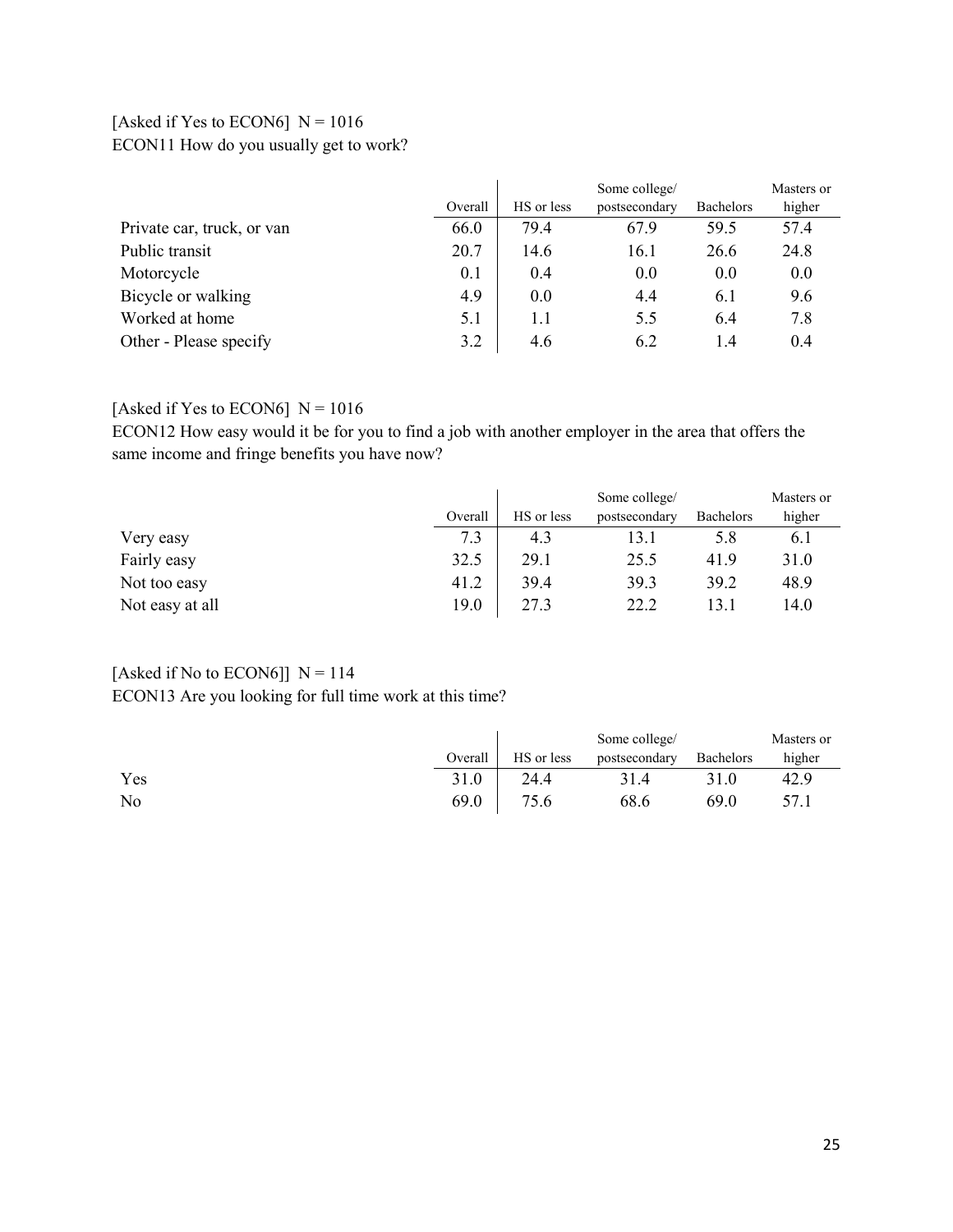[Asked if Yes to ECON6]  N = 1016

ECON11 How do you usually get to work?

| | Overall | HS or less | Some college/ postsecondary | Bachelors | Masters or higher |
|---|---|---|---|---|---|
| Private car, truck, or van | 66.0 | 79.4 | 67.9 | 59.5 | 57.4 |
| Public transit | 20.7 | 14.6 | 16.1 | 26.6 | 24.8 |
| Motorcycle | 0.1 | 0.4 | 0.0 | 0.0 | 0.0 |
| Bicycle or walking | 4.9 | 0.0 | 4.4 | 6.1 | 9.6 |
| Worked at home | 5.1 | 1.1 | 5.5 | 6.4 | 7.8 |
| Other - Please specify | 3.2 | 4.6 | 6.2 | 1.4 | 0.4 |

[Asked if Yes to ECON6]  N = 1016

ECON12 How easy would it be for you to find a job with another employer in the area that offers the same income and fringe benefits you have now?

| | Overall | HS or less | Some college/ postsecondary | Bachelors | Masters or higher |
|---|---|---|---|---|---|
| Very easy | 7.3 | 4.3 | 13.1 | 5.8 | 6.1 |
| Fairly easy | 32.5 | 29.1 | 25.5 | 41.9 | 31.0 |
| Not too easy | 41.2 | 39.4 | 39.3 | 39.2 | 48.9 |
| Not easy at all | 19.0 | 27.3 | 22.2 | 13.1 | 14.0 |

[Asked if No to ECON6]]  N = 114

ECON13 Are you looking for full time work at this time?

| | Overall | HS or less | Some college/ postsecondary | Bachelors | Masters or higher |
|---|---|---|---|---|---|
| Yes | 31.0 | 24.4 | 31.4 | 31.0 | 42.9 |
| No | 69.0 | 75.6 | 68.6 | 69.0 | 57.1 |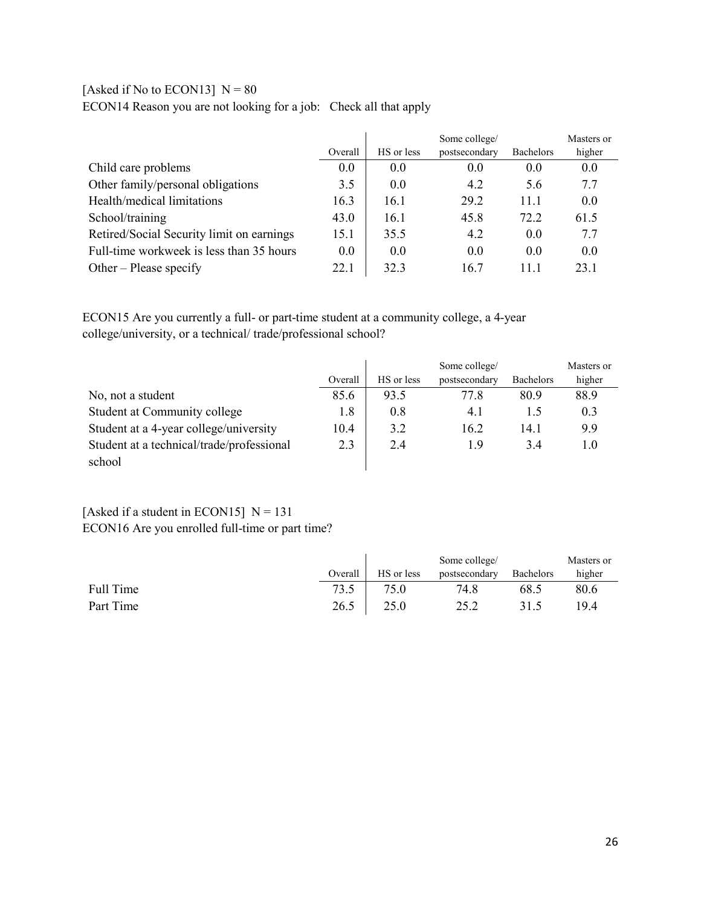[Asked if No to ECON13]  N = 80

ECON14 Reason you are not looking for a job:   Check all that apply

| | Overall | HS or less | Some college/ postsecondary | Bachelors | Masters or higher |
|---|---|---|---|---|---|
| Child care problems | 0.0 | 0.0 | 0.0 | 0.0 | 0.0 |
| Other family/personal obligations | 3.5 | 0.0 | 4.2 | 5.6 | 7.7 |
| Health/medical limitations | 16.3 | 16.1 | 29.2 | 11.1 | 0.0 |
| School/training | 43.0 | 16.1 | 45.8 | 72.2 | 61.5 |
| Retired/Social Security limit on earnings | 15.1 | 35.5 | 4.2 | 0.0 | 7.7 |
| Full-time workweek is less than 35 hours | 0.0 | 0.0 | 0.0 | 0.0 | 0.0 |
| Other – Please specify | 22.1 | 32.3 | 16.7 | 11.1 | 23.1 |

ECON15 Are you currently a full- or part-time student at a community college, a 4-year college/university, or a technical/ trade/professional school?

| | Overall | HS or less | Some college/ postsecondary | Bachelors | Masters or higher |
|---|---|---|---|---|---|
| No, not a student | 85.6 | 93.5 | 77.8 | 80.9 | 88.9 |
| Student at Community college | 1.8 | 0.8 | 4.1 | 1.5 | 0.3 |
| Student at a 4-year college/university | 10.4 | 3.2 | 16.2 | 14.1 | 9.9 |
| Student at a technical/trade/professional school | 2.3 | 2.4 | 1.9 | 3.4 | 1.0 |

[Asked if a student in ECON15]  N = 131

ECON16 Are you enrolled full-time or part time?

| | Overall | HS or less | Some college/ postsecondary | Bachelors | Masters or higher |
|---|---|---|---|---|---|
| Full Time | 73.5 | 75.0 | 74.8 | 68.5 | 80.6 |
| Part Time | 26.5 | 25.0 | 25.2 | 31.5 | 19.4 |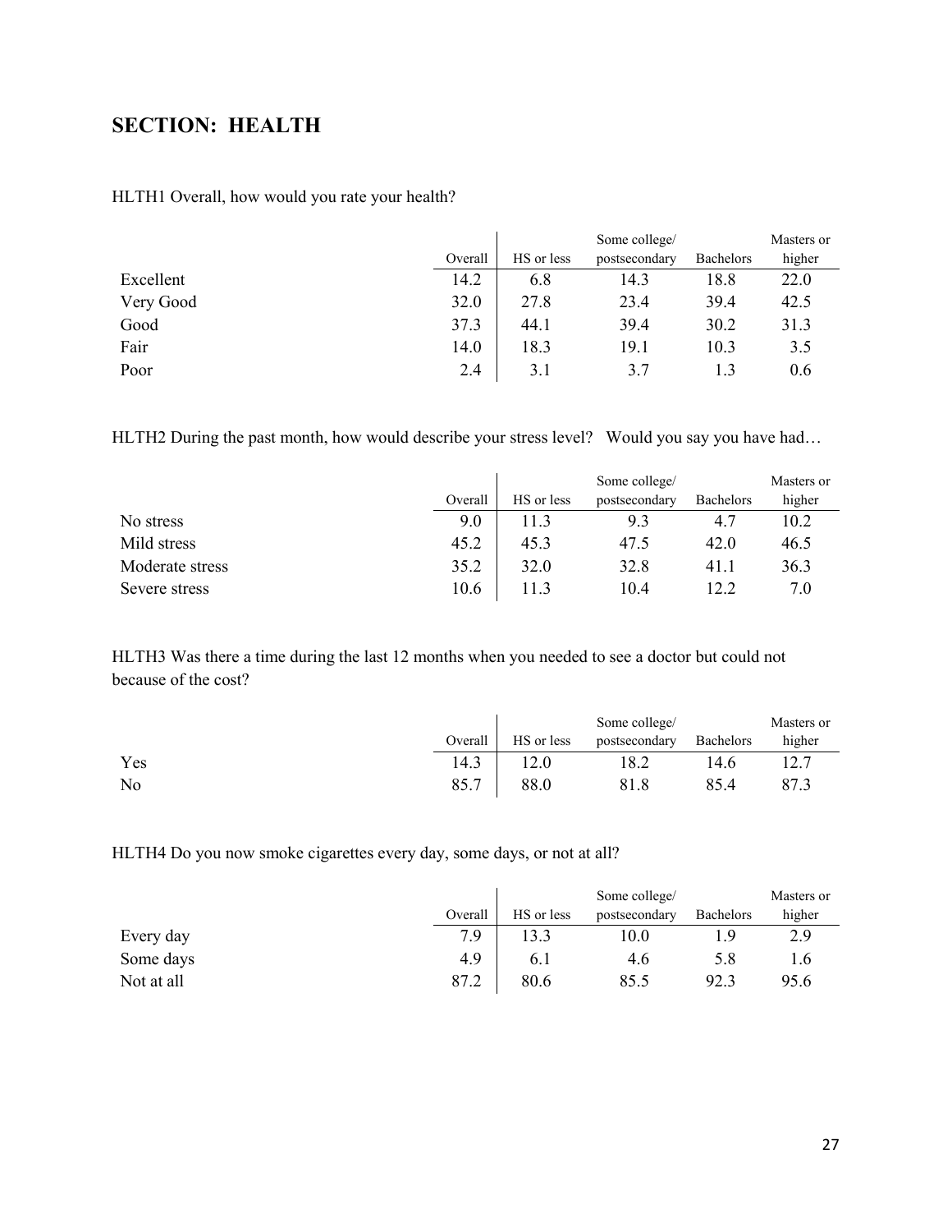## SECTION: HEALTH

HLTH1 Overall, how would you rate your health?

| | Overall | HS or less | Some college/ postsecondary | Bachelors | Masters or higher |
|---|---|---|---|---|---|
| Excellent | 14.2 | 6.8 | 14.3 | 18.8 | 22.0 |
| Very Good | 32.0 | 27.8 | 23.4 | 39.4 | 42.5 |
| Good | 37.3 | 44.1 | 39.4 | 30.2 | 31.3 |
| Fair | 14.0 | 18.3 | 19.1 | 10.3 | 3.5 |
| Poor | 2.4 | 3.1 | 3.7 | 1.3 | 0.6 |

HLTH2 During the past month, how would describe your stress level? Would you say you have had…

| | Overall | HS or less | Some college/ postsecondary | Bachelors | Masters or higher |
|---|---|---|---|---|---|
| No stress | 9.0 | 11.3 | 9.3 | 4.7 | 10.2 |
| Mild stress | 45.2 | 45.3 | 47.5 | 42.0 | 46.5 |
| Moderate stress | 35.2 | 32.0 | 32.8 | 41.1 | 36.3 |
| Severe stress | 10.6 | 11.3 | 10.4 | 12.2 | 7.0 |

HLTH3 Was there a time during the last 12 months when you needed to see a doctor but could not because of the cost?

| | Overall | HS or less | Some college/ postsecondary | Bachelors | Masters or higher |
|---|---|---|---|---|---|
| Yes | 14.3 | 12.0 | 18.2 | 14.6 | 12.7 |
| No | 85.7 | 88.0 | 81.8 | 85.4 | 87.3 |

HLTH4 Do you now smoke cigarettes every day, some days, or not at all?

| | Overall | HS or less | Some college/ postsecondary | Bachelors | Masters or higher |
|---|---|---|---|---|---|
| Every day | 7.9 | 13.3 | 10.0 | 1.9 | 2.9 |
| Some days | 4.9 | 6.1 | 4.6 | 5.8 | 1.6 |
| Not at all | 87.2 | 80.6 | 85.5 | 92.3 | 95.6 |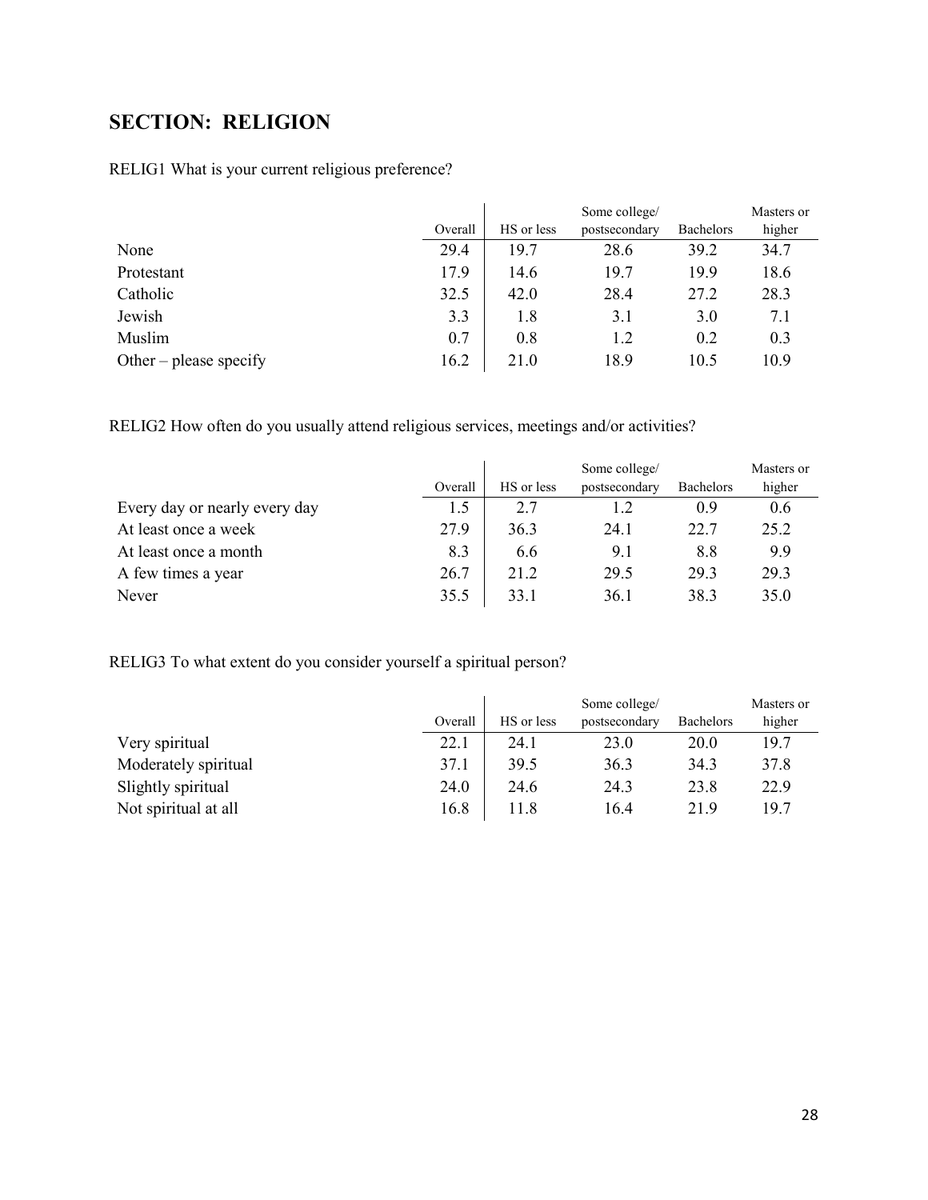## SECTION: RELIGION

RELIG1 What is your current religious preference?

| | Overall | HS or less | Some college/ postsecondary | Bachelors | Masters or higher |
|---|---|---|---|---|---|
| None | 29.4 | 19.7 | 28.6 | 39.2 | 34.7 |
| Protestant | 17.9 | 14.6 | 19.7 | 19.9 | 18.6 |
| Catholic | 32.5 | 42.0 | 28.4 | 27.2 | 28.3 |
| Jewish | 3.3 | 1.8 | 3.1 | 3.0 | 7.1 |
| Muslim | 0.7 | 0.8 | 1.2 | 0.2 | 0.3 |
| Other – please specify | 16.2 | 21.0 | 18.9 | 10.5 | 10.9 |

RELIG2 How often do you usually attend religious services, meetings and/or activities?

| | Overall | HS or less | Some college/ postsecondary | Bachelors | Masters or higher |
|---|---|---|---|---|---|
| Every day or nearly every day | 1.5 | 2.7 | 1.2 | 0.9 | 0.6 |
| At least once a week | 27.9 | 36.3 | 24.1 | 22.7 | 25.2 |
| At least once a month | 8.3 | 6.6 | 9.1 | 8.8 | 9.9 |
| A few times a year | 26.7 | 21.2 | 29.5 | 29.3 | 29.3 |
| Never | 35.5 | 33.1 | 36.1 | 38.3 | 35.0 |

RELIG3 To what extent do you consider yourself a spiritual person?

| | Overall | HS or less | Some college/ postsecondary | Bachelors | Masters or higher |
|---|---|---|---|---|---|
| Very spiritual | 22.1 | 24.1 | 23.0 | 20.0 | 19.7 |
| Moderately spiritual | 37.1 | 39.5 | 36.3 | 34.3 | 37.8 |
| Slightly spiritual | 24.0 | 24.6 | 24.3 | 23.8 | 22.9 |
| Not spiritual at all | 16.8 | 11.8 | 16.4 | 21.9 | 19.7 |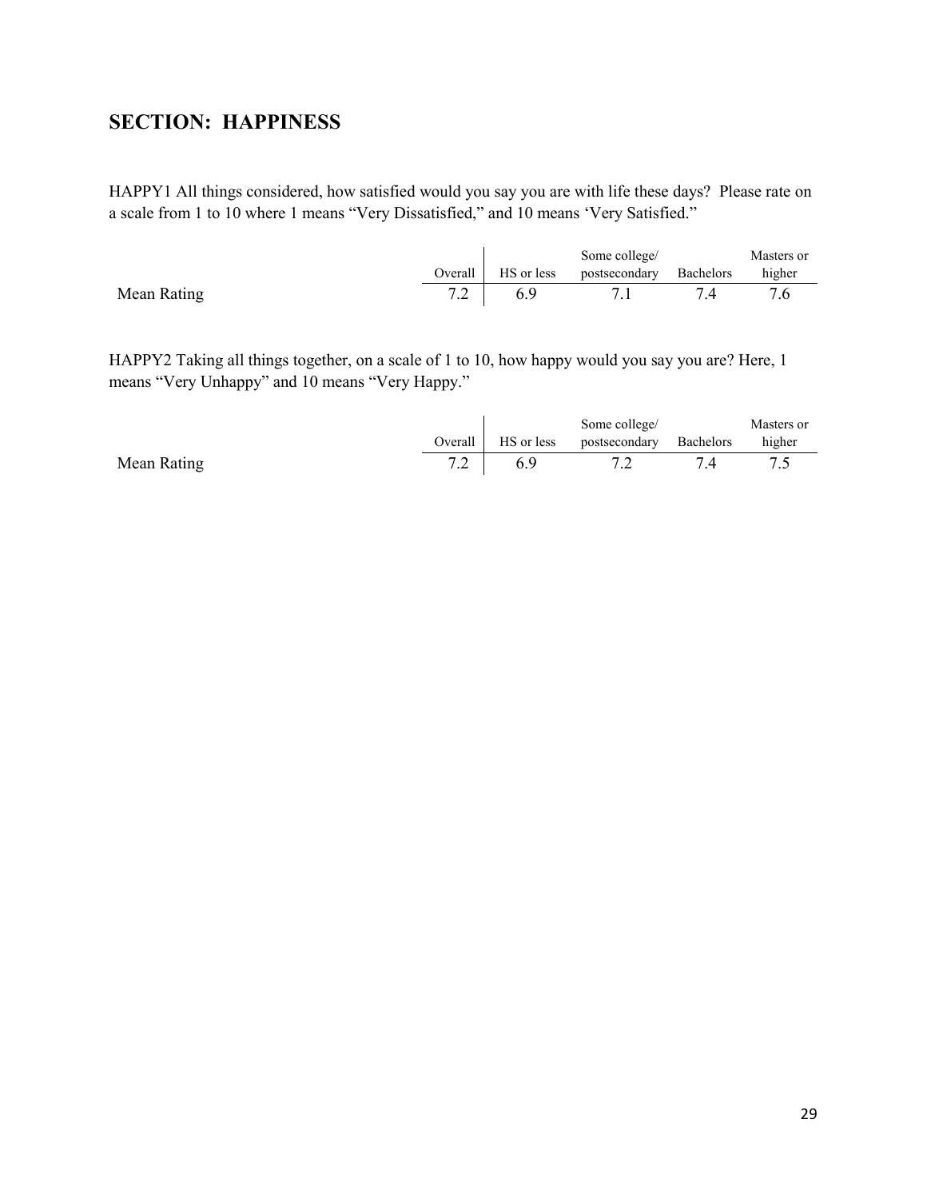## SECTION: HAPPINESS

HAPPY1 All things considered, how satisfied would you say you are with life these days? Please rate on a scale from 1 to 10 where 1 means "Very Dissatisfied," and 10 means 'Very Satisfied."

| | Overall | HS or less | Some college/ postsecondary | Bachelors | Masters or higher |
|---|---|---|---|---|---|
| Mean Rating | 7.2 | 6.9 | 7.1 | 7.4 | 7.6 |

HAPPY2 Taking all things together, on a scale of 1 to 10, how happy would you say you are? Here, 1 means "Very Unhappy" and 10 means "Very Happy."

| | Overall | HS or less | Some college/ postsecondary | Bachelors | Masters or higher |
|---|---|---|---|---|---|
| Mean Rating | 7.2 | 6.9 | 7.2 | 7.4 | 7.5 |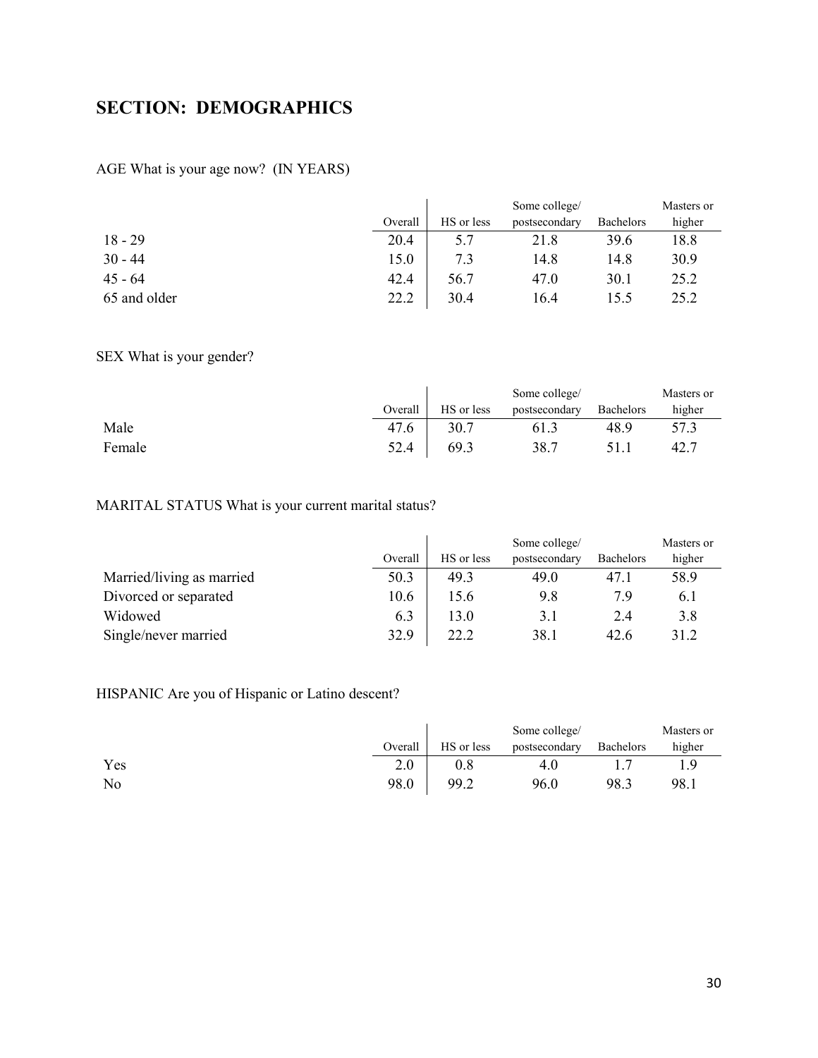## SECTION: DEMOGRAPHICS

AGE What is your age now? (IN YEARS)

| | Overall | HS or less | Some college/ postsecondary | Bachelors | Masters or higher |
|---|---|---|---|---|---|
| 18 - 29 | 20.4 | 5.7 | 21.8 | 39.6 | 18.8 |
| 30 - 44 | 15.0 | 7.3 | 14.8 | 14.8 | 30.9 |
| 45 - 64 | 42.4 | 56.7 | 47.0 | 30.1 | 25.2 |
| 65 and older | 22.2 | 30.4 | 16.4 | 15.5 | 25.2 |

SEX What is your gender?

| | Overall | HS or less | Some college/ postsecondary | Bachelors | Masters or higher |
|---|---|---|---|---|---|
| Male | 47.6 | 30.7 | 61.3 | 48.9 | 57.3 |
| Female | 52.4 | 69.3 | 38.7 | 51.1 | 42.7 |

MARITAL STATUS What is your current marital status?

| | Overall | HS or less | Some college/ postsecondary | Bachelors | Masters or higher |
|---|---|---|---|---|---|
| Married/living as married | 50.3 | 49.3 | 49.0 | 47.1 | 58.9 |
| Divorced or separated | 10.6 | 15.6 | 9.8 | 7.9 | 6.1 |
| Widowed | 6.3 | 13.0 | 3.1 | 2.4 | 3.8 |
| Single/never married | 32.9 | 22.2 | 38.1 | 42.6 | 31.2 |

HISPANIC Are you of Hispanic or Latino descent?

| | Overall | HS or less | Some college/ postsecondary | Bachelors | Masters or higher |
|---|---|---|---|---|---|
| Yes | 2.0 | 0.8 | 4.0 | 1.7 | 1.9 |
| No | 98.0 | 99.2 | 96.0 | 98.3 | 98.1 |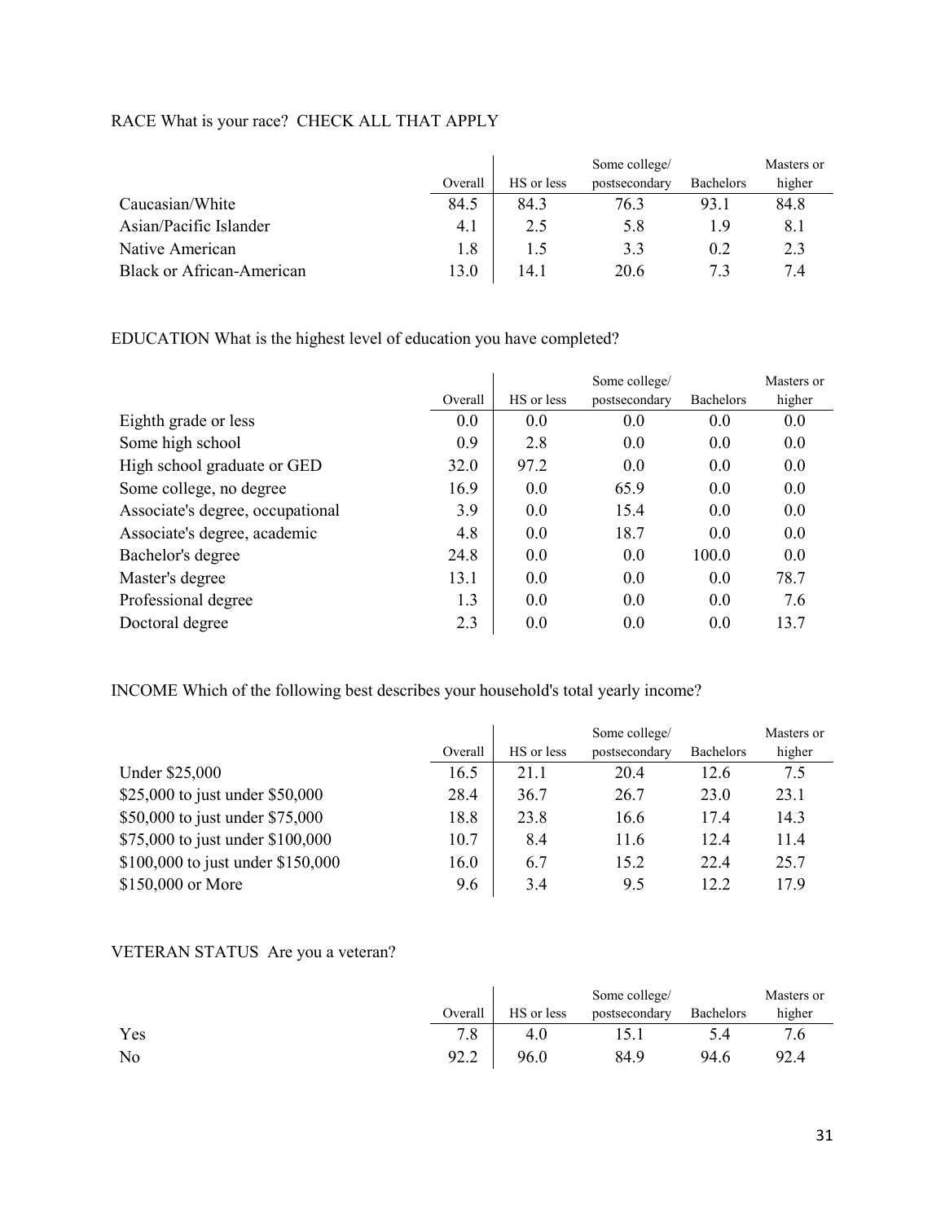RACE What is your race? CHECK ALL THAT APPLY

| | Overall | HS or less | Some college/ postsecondary | Bachelors | Masters or higher |
|---|---|---|---|---|---|
| Caucasian/White | 84.5 | 84.3 | 76.3 | 93.1 | 84.8 |
| Asian/Pacific Islander | 4.1 | 2.5 | 5.8 | 1.9 | 8.1 |
| Native American | 1.8 | 1.5 | 3.3 | 0.2 | 2.3 |
| Black or African-American | 13.0 | 14.1 | 20.6 | 7.3 | 7.4 |

EDUCATION What is the highest level of education you have completed?

| | Overall | HS or less | Some college/ postsecondary | Bachelors | Masters or higher |
|---|---|---|---|---|---|
| Eighth grade or less | 0.0 | 0.0 | 0.0 | 0.0 | 0.0 |
| Some high school | 0.9 | 2.8 | 0.0 | 0.0 | 0.0 |
| High school graduate or GED | 32.0 | 97.2 | 0.0 | 0.0 | 0.0 |
| Some college, no degree | 16.9 | 0.0 | 65.9 | 0.0 | 0.0 |
| Associate's degree, occupational | 3.9 | 0.0 | 15.4 | 0.0 | 0.0 |
| Associate's degree, academic | 4.8 | 0.0 | 18.7 | 0.0 | 0.0 |
| Bachelor's degree | 24.8 | 0.0 | 0.0 | 100.0 | 0.0 |
| Master's degree | 13.1 | 0.0 | 0.0 | 0.0 | 78.7 |
| Professional degree | 1.3 | 0.0 | 0.0 | 0.0 | 7.6 |
| Doctoral degree | 2.3 | 0.0 | 0.0 | 0.0 | 13.7 |

INCOME Which of the following best describes your household's total yearly income?

| | Overall | HS or less | Some college/ postsecondary | Bachelors | Masters or higher |
|---|---|---|---|---|---|
| Under $25,000 | 16.5 | 21.1 | 20.4 | 12.6 | 7.5 |
| $25,000 to just under $50,000 | 28.4 | 36.7 | 26.7 | 23.0 | 23.1 |
| $50,000 to just under $75,000 | 18.8 | 23.8 | 16.6 | 17.4 | 14.3 |
| $75,000 to just under $100,000 | 10.7 | 8.4 | 11.6 | 12.4 | 11.4 |
| $100,000 to just under $150,000 | 16.0 | 6.7 | 15.2 | 22.4 | 25.7 |
| $150,000 or More | 9.6 | 3.4 | 9.5 | 12.2 | 17.9 |

VETERAN STATUS Are you a veteran?

| | Overall | HS or less | Some college/ postsecondary | Bachelors | Masters or higher |
|---|---|---|---|---|---|
| Yes | 7.8 | 4.0 | 15.1 | 5.4 | 7.6 |
| No | 92.2 | 96.0 | 84.9 | 94.6 | 92.4 |